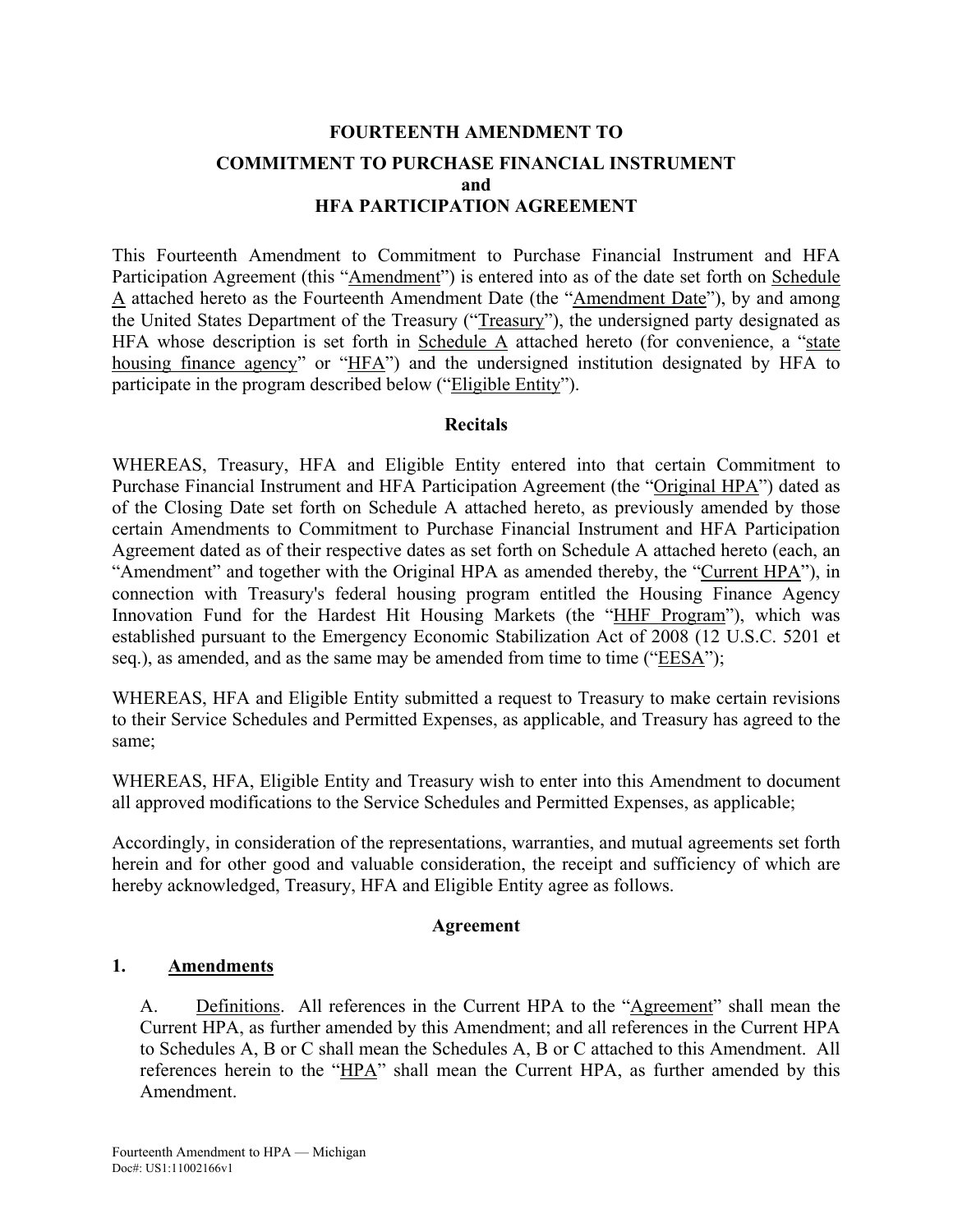**FOURTEENTH AMENDMENT TO**

**COMMITMENT TO PURCHASE FINANCIAL INSTRUMENT**
**and**
**HFA PARTICIPATION AGREEMENT**

This Fourteenth Amendment to Commitment to Purchase Financial Instrument and HFA Participation Agreement (this "Amendment") is entered into as of the date set forth on Schedule A attached hereto as the Fourteenth Amendment Date (the "Amendment Date"), by and among the United States Department of the Treasury ("Treasury"), the undersigned party designated as HFA whose description is set forth in Schedule A attached hereto (for convenience, a "state housing finance agency" or "HFA") and the undersigned institution designated by HFA to participate in the program described below ("Eligible Entity").

**Recitals**

WHEREAS, Treasury, HFA and Eligible Entity entered into that certain Commitment to Purchase Financial Instrument and HFA Participation Agreement (the "Original HPA") dated as of the Closing Date set forth on Schedule A attached hereto, as previously amended by those certain Amendments to Commitment to Purchase Financial Instrument and HFA Participation Agreement dated as of their respective dates as set forth on Schedule A attached hereto (each, an "Amendment" and together with the Original HPA as amended thereby, the "Current HPA"), in connection with Treasury's federal housing program entitled the Housing Finance Agency Innovation Fund for the Hardest Hit Housing Markets (the "HHF Program"), which was established pursuant to the Emergency Economic Stabilization Act of 2008 (12 U.S.C. 5201 et seq.), as amended, and as the same may be amended from time to time ("EESA");

WHEREAS, HFA and Eligible Entity submitted a request to Treasury to make certain revisions to their Service Schedules and Permitted Expenses, as applicable, and Treasury has agreed to the same;

WHEREAS, HFA, Eligible Entity and Treasury wish to enter into this Amendment to document all approved modifications to the Service Schedules and Permitted Expenses, as applicable;

Accordingly, in consideration of the representations, warranties, and mutual agreements set forth herein and for other good and valuable consideration, the receipt and sufficiency of which are hereby acknowledged, Treasury, HFA and Eligible Entity agree as follows.

**Agreement**

**1. Amendments**

A. Definitions. All references in the Current HPA to the "Agreement" shall mean the Current HPA, as further amended by this Amendment; and all references in the Current HPA to Schedules A, B or C shall mean the Schedules A, B or C attached to this Amendment. All references herein to the "HPA" shall mean the Current HPA, as further amended by this Amendment.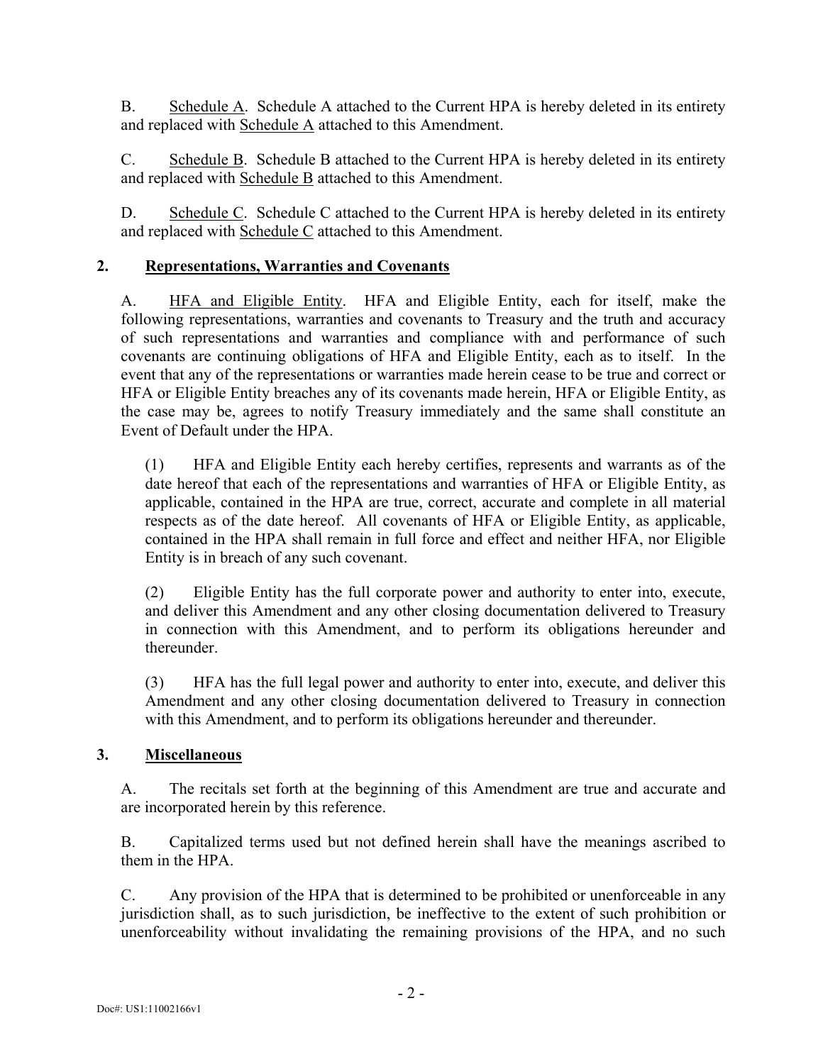B. Schedule A. Schedule A attached to the Current HPA is hereby deleted in its entirety and replaced with Schedule A attached to this Amendment.

C. Schedule B. Schedule B attached to the Current HPA is hereby deleted in its entirety and replaced with Schedule B attached to this Amendment.

D. Schedule C. Schedule C attached to the Current HPA is hereby deleted in its entirety and replaced with Schedule C attached to this Amendment.

## 2. Representations, Warranties and Covenants

A. HFA and Eligible Entity. HFA and Eligible Entity, each for itself, make the following representations, warranties and covenants to Treasury and the truth and accuracy of such representations and warranties and compliance with and performance of such covenants are continuing obligations of HFA and Eligible Entity, each as to itself. In the event that any of the representations or warranties made herein cease to be true and correct or HFA or Eligible Entity breaches any of its covenants made herein, HFA or Eligible Entity, as the case may be, agrees to notify Treasury immediately and the same shall constitute an Event of Default under the HPA.

(1) HFA and Eligible Entity each hereby certifies, represents and warrants as of the date hereof that each of the representations and warranties of HFA or Eligible Entity, as applicable, contained in the HPA are true, correct, accurate and complete in all material respects as of the date hereof. All covenants of HFA or Eligible Entity, as applicable, contained in the HPA shall remain in full force and effect and neither HFA, nor Eligible Entity is in breach of any such covenant.

(2) Eligible Entity has the full corporate power and authority to enter into, execute, and deliver this Amendment and any other closing documentation delivered to Treasury in connection with this Amendment, and to perform its obligations hereunder and thereunder.

(3) HFA has the full legal power and authority to enter into, execute, and deliver this Amendment and any other closing documentation delivered to Treasury in connection with this Amendment, and to perform its obligations hereunder and thereunder.

## 3. Miscellaneous

A. The recitals set forth at the beginning of this Amendment are true and accurate and are incorporated herein by this reference.

B. Capitalized terms used but not defined herein shall have the meanings ascribed to them in the HPA.

C. Any provision of the HPA that is determined to be prohibited or unenforceable in any jurisdiction shall, as to such jurisdiction, be ineffective to the extent of such prohibition or unenforceability without invalidating the remaining provisions of the HPA, and no such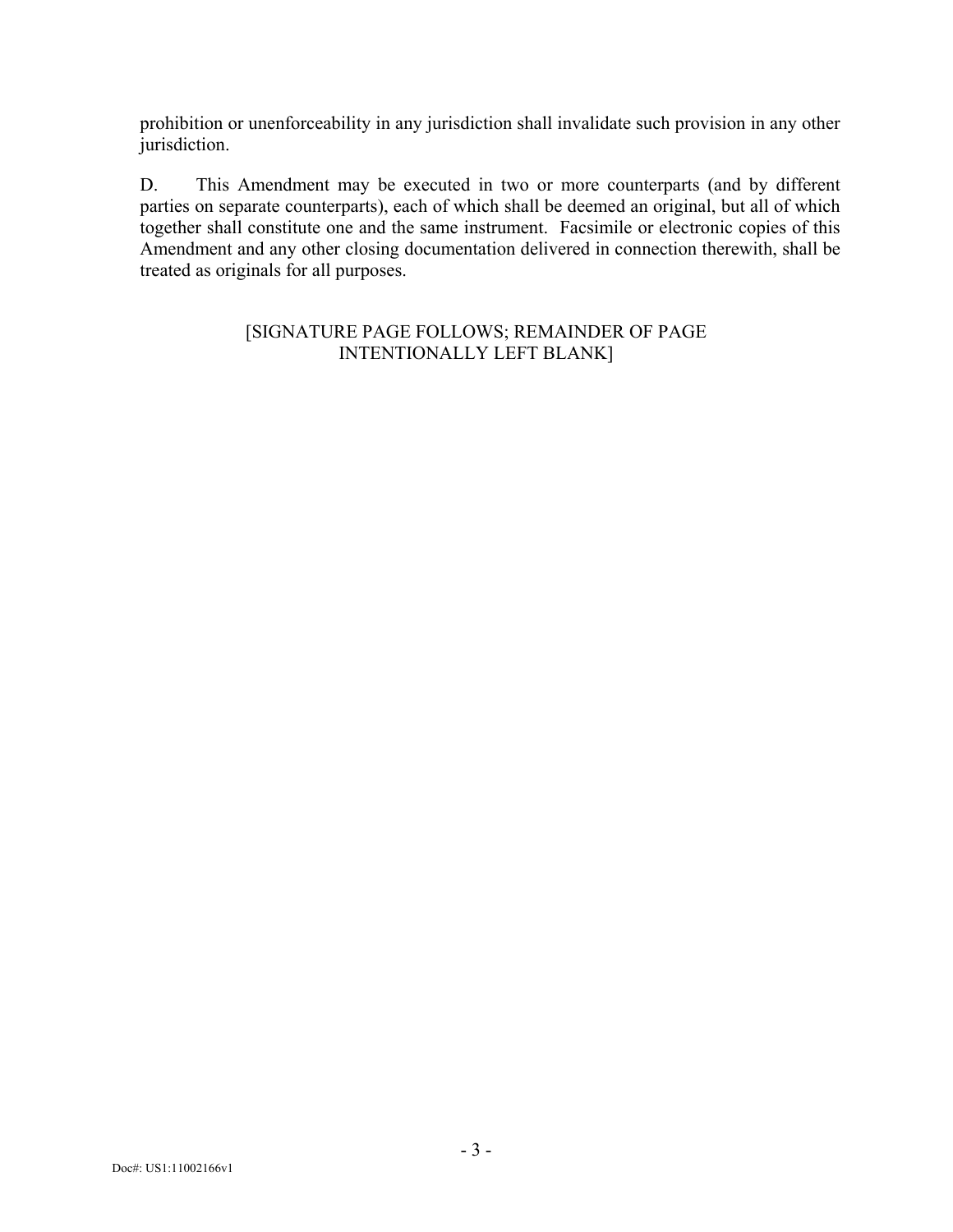prohibition or unenforceability in any jurisdiction shall invalidate such provision in any other jurisdiction.

D. This Amendment may be executed in two or more counterparts (and by different parties on separate counterparts), each of which shall be deemed an original, but all of which together shall constitute one and the same instrument. Facsimile or electronic copies of this Amendment and any other closing documentation delivered in connection therewith, shall be treated as originals for all purposes.

[SIGNATURE PAGE FOLLOWS; REMAINDER OF PAGE INTENTIONALLY LEFT BLANK]

Doc#: US1:11002166v1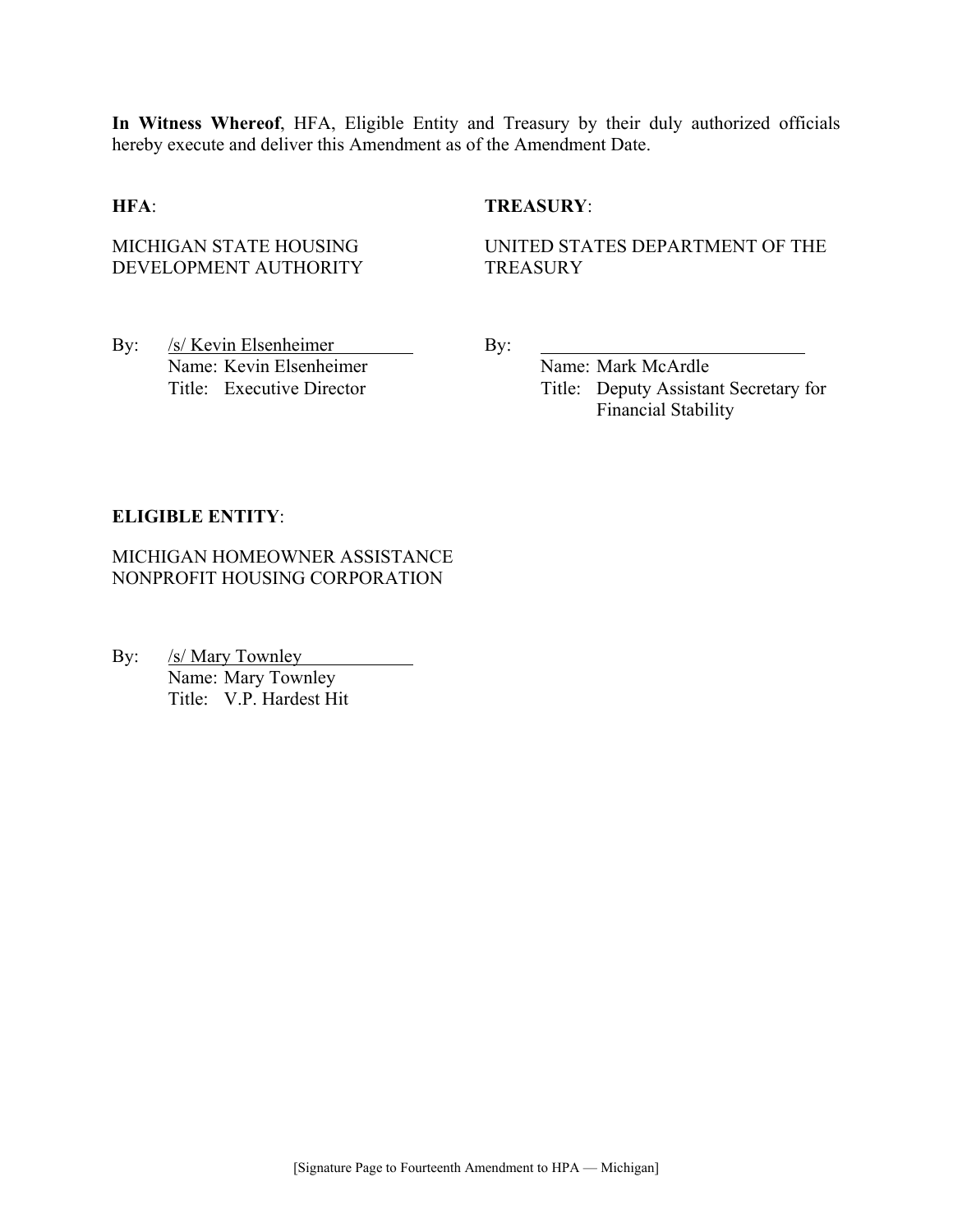**In Witness Whereof**, HFA, Eligible Entity and Treasury by their duly authorized officials hereby execute and deliver this Amendment as of the Amendment Date.

**HFA**:

MICHIGAN STATE HOUSING DEVELOPMENT AUTHORITY

By: /s/ Kevin Elsenheimer
Name: Kevin Elsenheimer
Title: Executive Director

**TREASURY**:

UNITED STATES DEPARTMENT OF THE TREASURY

By: ____________________________
Name: Mark McArdle
Title: Deputy Assistant Secretary for Financial Stability

**ELIGIBLE ENTITY**:

MICHIGAN HOMEOWNER ASSISTANCE NONPROFIT HOUSING CORPORATION

By: /s/ Mary Townley
Name: Mary Townley
Title: V.P. Hardest Hit

[Signature Page to Fourteenth Amendment to HPA — Michigan]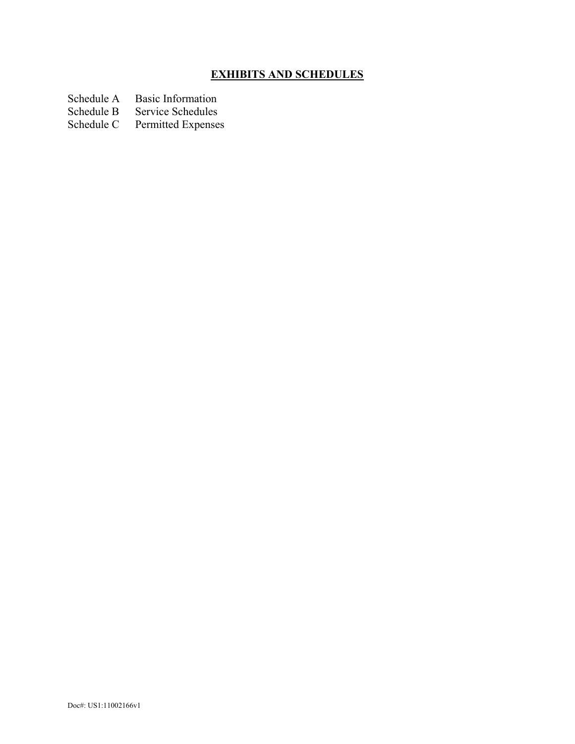# EXHIBITS AND SCHEDULES

| | |
|---|---|
| Schedule A | Basic Information |
| Schedule B | Service Schedules |
| Schedule C | Permitted Expenses |

Doc#: US1:11002166v1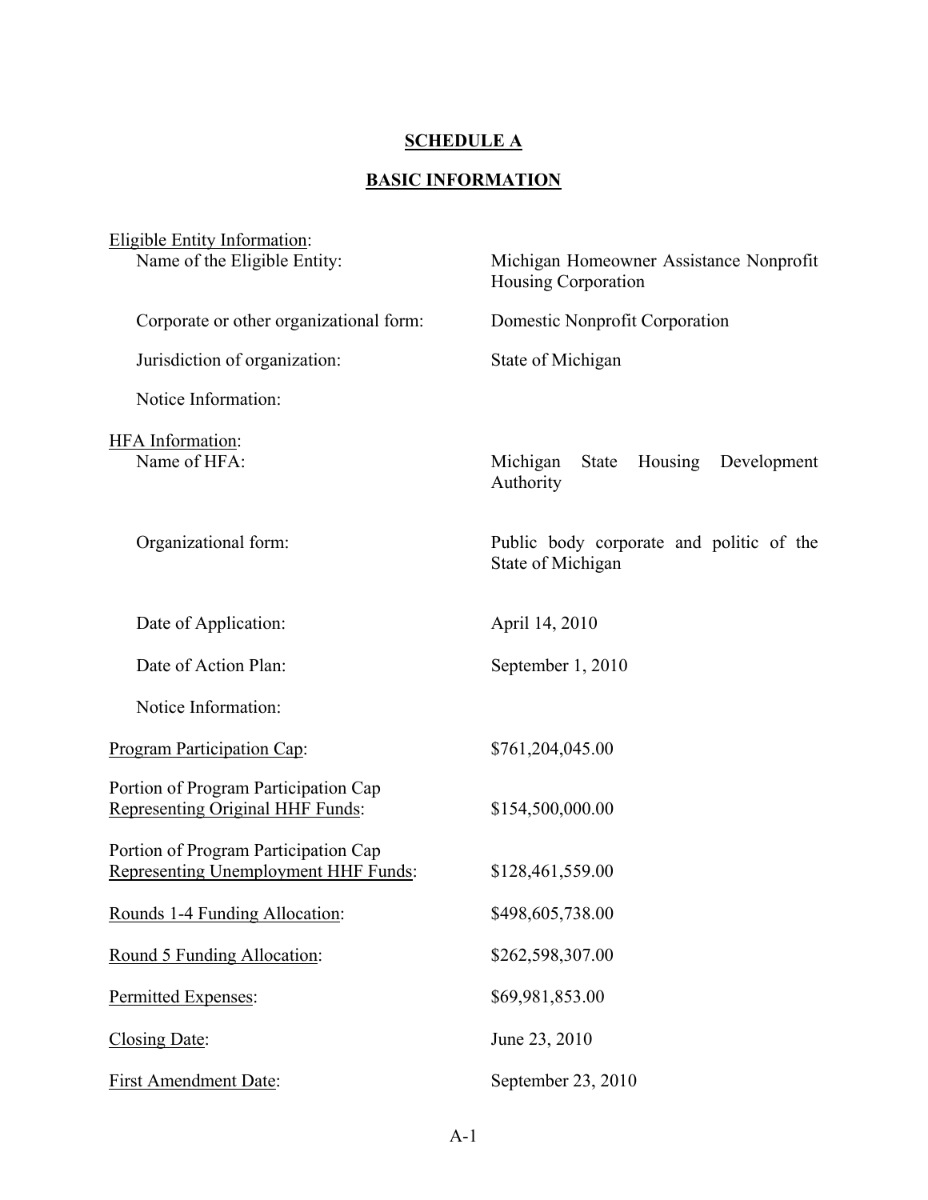## SCHEDULE A

## BASIC INFORMATION

| | |
|---|---|
| Eligible Entity Information: | |
| Name of the Eligible Entity: | Michigan Homeowner Assistance Nonprofit Housing Corporation |
| Corporate or other organizational form: | Domestic Nonprofit Corporation |
| Jurisdiction of organization: | State of Michigan |
| Notice Information: | |
| HFA Information: | |
| Name of HFA: | Michigan State Housing Development Authority |
| Organizational form: | Public body corporate and politic of the State of Michigan |
| Date of Application: | April 14, 2010 |
| Date of Action Plan: | September 1, 2010 |
| Notice Information: | |
| Program Participation Cap: | $761,204,045.00 |
| Portion of Program Participation Cap Representing Original HHF Funds: | $154,500,000.00 |
| Portion of Program Participation Cap Representing Unemployment HHF Funds: | $128,461,559.00 |
| Rounds 1-4 Funding Allocation: | $498,605,738.00 |
| Round 5 Funding Allocation: | $262,598,307.00 |
| Permitted Expenses: | $69,981,853.00 |
| Closing Date: | June 23, 2010 |
| First Amendment Date: | September 23, 2010 |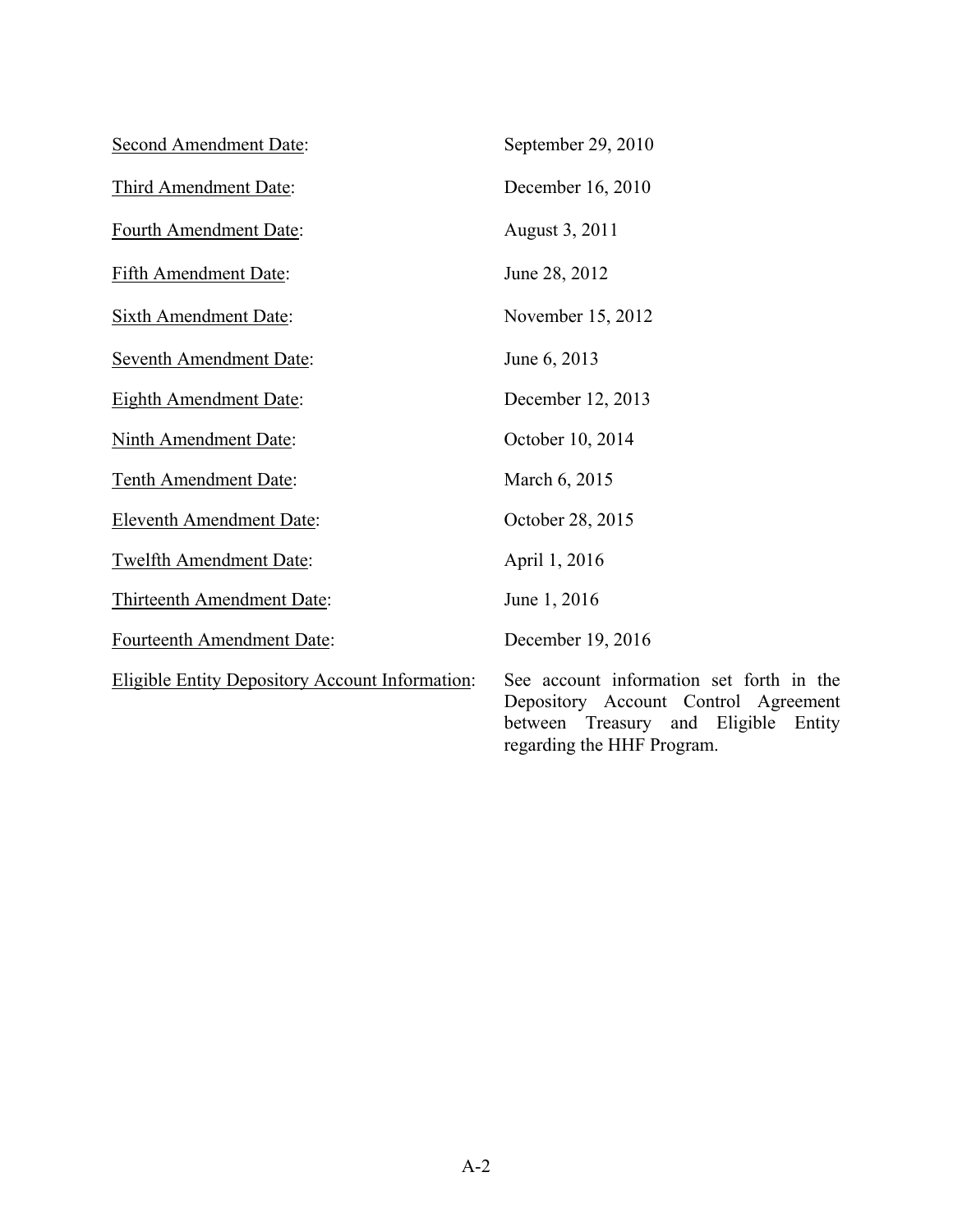<u>Second Amendment Date</u>: September 29, 2010

<u>Third Amendment Date</u>: December 16, 2010

<u>Fourth Amendment Date</u>: August 3, 2011

<u>Fifth Amendment Date</u>: June 28, 2012

<u>Sixth Amendment Date</u>: November 15, 2012

<u>Seventh Amendment Date</u>: June 6, 2013

<u>Eighth Amendment Date</u>: December 12, 2013

<u>Ninth Amendment Date</u>: October 10, 2014

<u>Tenth Amendment Date</u>: March 6, 2015

<u>Eleventh Amendment Date</u>: October 28, 2015

<u>Twelfth Amendment Date</u>: April 1, 2016

<u>Thirteenth Amendment Date</u>: June 1, 2016

<u>Fourteenth Amendment Date</u>: December 19, 2016

<u>Eligible Entity Depository Account Information</u>: See account information set forth in the Depository Account Control Agreement between Treasury and Eligible Entity regarding the HHF Program.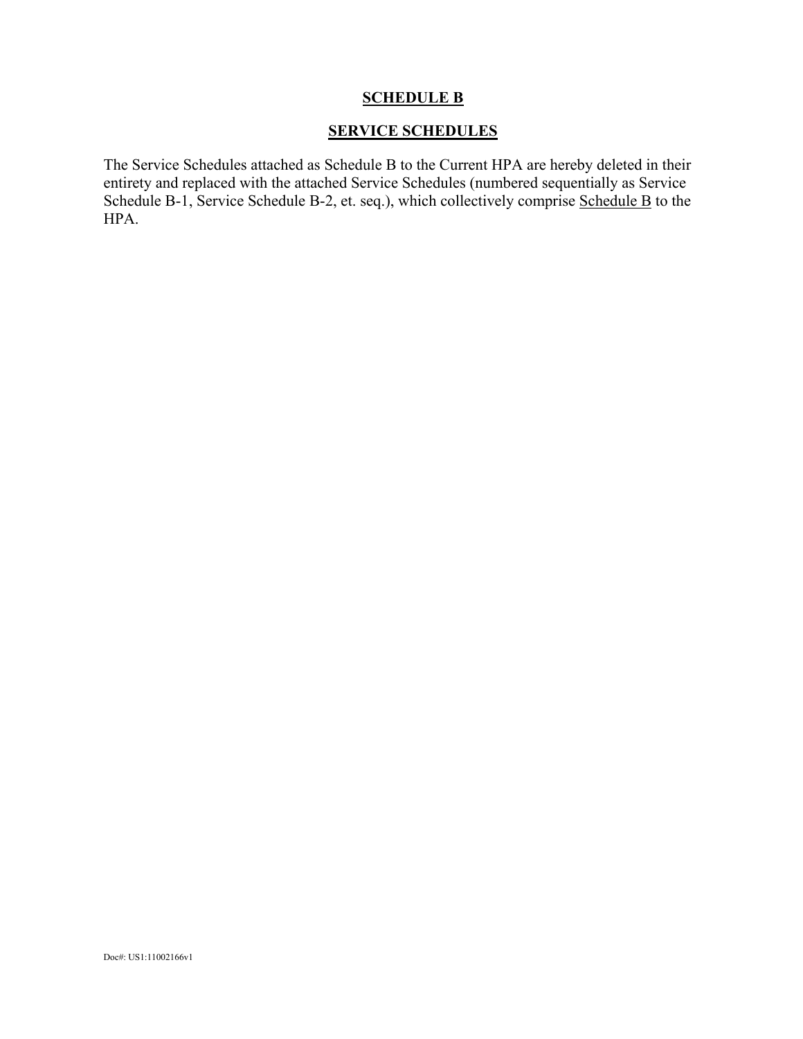# SCHEDULE B

## SERVICE SCHEDULES

The Service Schedules attached as Schedule B to the Current HPA are hereby deleted in their entirety and replaced with the attached Service Schedules (numbered sequentially as Service Schedule B-1, Service Schedule B-2, et. seq.), which collectively comprise Schedule B to the HPA.

Doc#: US1:11002166v1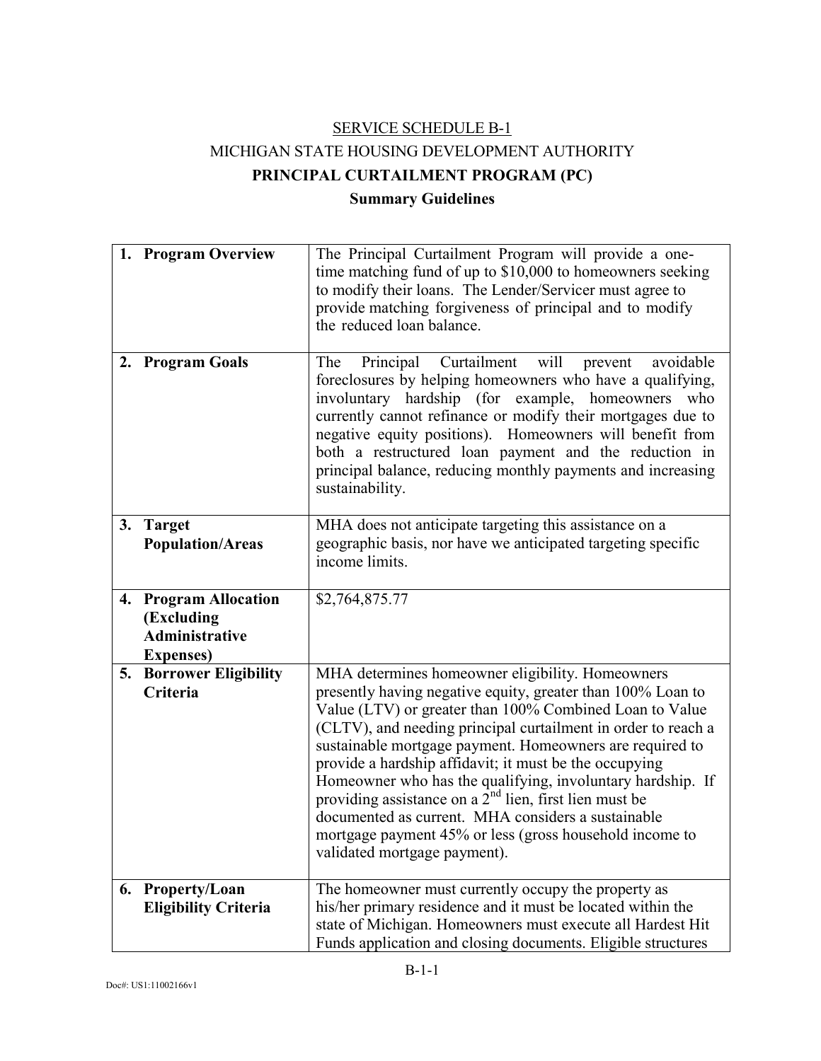SERVICE SCHEDULE B-1

MICHIGAN STATE HOUSING DEVELOPMENT AUTHORITY

**PRINCIPAL CURTAILMENT PROGRAM (PC)**

**Summary Guidelines**

| | |
|---|---|
| **1. Program Overview** | The Principal Curtailment Program will provide a one-time matching fund of up to $10,000 to homeowners seeking to modify their loans. The Lender/Servicer must agree to provide matching forgiveness of principal and to modify the reduced loan balance. |
| **2. Program Goals** | The Principal Curtailment will prevent avoidable foreclosures by helping homeowners who have a qualifying, involuntary hardship (for example, homeowners who currently cannot refinance or modify their mortgages due to negative equity positions). Homeowners will benefit from both a restructured loan payment and the reduction in principal balance, reducing monthly payments and increasing sustainability. |
| **3. Target Population/Areas** | MHA does not anticipate targeting this assistance on a geographic basis, nor have we anticipated targeting specific income limits. |
| **4. Program Allocation (Excluding Administrative Expenses)** | $2,764,875.77 |
| **5. Borrower Eligibility Criteria** | MHA determines homeowner eligibility. Homeowners presently having negative equity, greater than 100% Loan to Value (LTV) or greater than 100% Combined Loan to Value (CLTV), and needing principal curtailment in order to reach a sustainable mortgage payment. Homeowners are required to provide a hardship affidavit; it must be the occupying Homeowner who has the qualifying, involuntary hardship. If providing assistance on a 2nd lien, first lien must be documented as current. MHA considers a sustainable mortgage payment 45% or less (gross household income to validated mortgage payment). |
| **6. Property/Loan Eligibility Criteria** | The homeowner must currently occupy the property as his/her primary residence and it must be located within the state of Michigan. Homeowners must execute all Hardest Hit Funds application and closing documents. Eligible structures |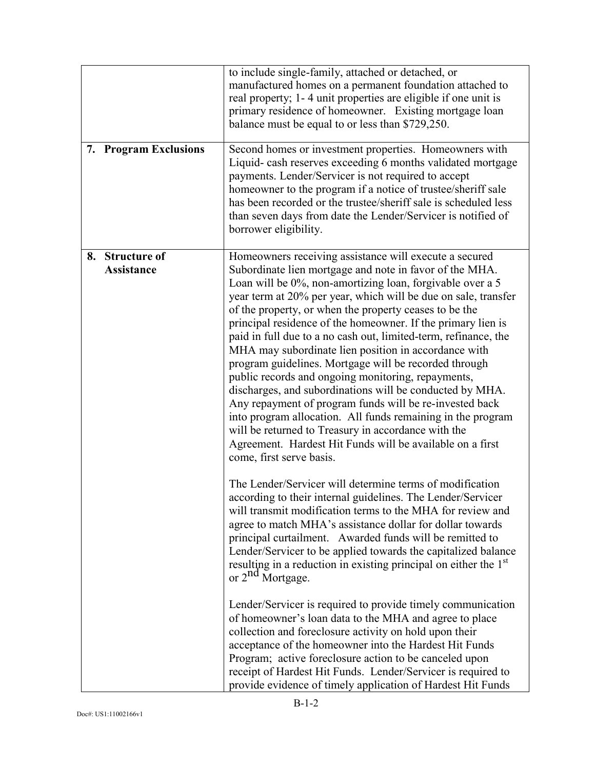| | |
|---|---|
| | to include single-family, attached or detached, or manufactured homes on a permanent foundation attached to real property; 1- 4 unit properties are eligible if one unit is primary residence of homeowner. Existing mortgage loan balance must be equal to or less than $729,250. |
| **7. Program Exclusions** | Second homes or investment properties. Homeowners with Liquid- cash reserves exceeding 6 months validated mortgage payments. Lender/Servicer is not required to accept homeowner to the program if a notice of trustee/sheriff sale has been recorded or the trustee/sheriff sale is scheduled less than seven days from date the Lender/Servicer is notified of borrower eligibility. |
| **8. Structure of Assistance** | Homeowners receiving assistance will execute a secured Subordinate lien mortgage and note in favor of the MHA. Loan will be 0%, non-amortizing loan, forgivable over a 5 year term at 20% per year, which will be due on sale, transfer of the property, or when the property ceases to be the principal residence of the homeowner. If the primary lien is paid in full due to a no cash out, limited-term, refinance, the MHA may subordinate lien position in accordance with program guidelines. Mortgage will be recorded through public records and ongoing monitoring, repayments, discharges, and subordinations will be conducted by MHA. Any repayment of program funds will be re-invested back into program allocation. All funds remaining in the program will be returned to Treasury in accordance with the Agreement. Hardest Hit Funds will be available on a first come, first serve basis.<br><br>The Lender/Servicer will determine terms of modification according to their internal guidelines. The Lender/Servicer will transmit modification terms to the MHA for review and agree to match MHA's assistance dollar for dollar towards principal curtailment. Awarded funds will be remitted to Lender/Servicer to be applied towards the capitalized balance resulting in a reduction in existing principal on either the 1st or 2nd Mortgage.<br><br>Lender/Servicer is required to provide timely communication of homeowner's loan data to the MHA and agree to place collection and foreclosure activity on hold upon their acceptance of the homeowner into the Hardest Hit Funds Program; active foreclosure action to be canceled upon receipt of Hardest Hit Funds. Lender/Servicer is required to provide evidence of timely application of Hardest Hit Funds |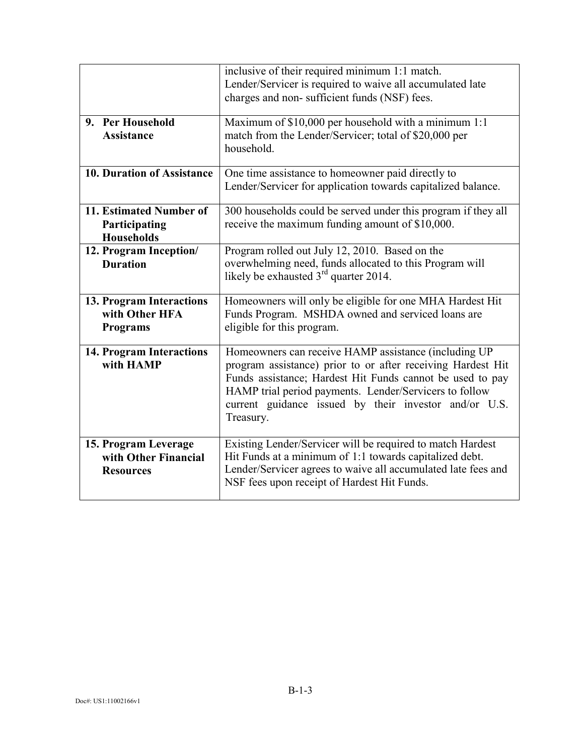| | |
|---|---|
| | inclusive of their required minimum 1:1 match. Lender/Servicer is required to waive all accumulated late charges and non- sufficient funds (NSF) fees. |
| **9. Per Household Assistance** | Maximum of $10,000 per household with a minimum 1:1 match from the Lender/Servicer; total of $20,000 per household. |
| **10. Duration of Assistance** | One time assistance to homeowner paid directly to Lender/Servicer for application towards capitalized balance. |
| **11. Estimated Number of Participating Households** | 300 households could be served under this program if they all receive the maximum funding amount of $10,000. |
| **12. Program Inception/ Duration** | Program rolled out July 12, 2010. Based on the overwhelming need, funds allocated to this Program will likely be exhausted 3rd quarter 2014. |
| **13. Program Interactions with Other HFA Programs** | Homeowners will only be eligible for one MHA Hardest Hit Funds Program. MSHDA owned and serviced loans are eligible for this program. |
| **14. Program Interactions with HAMP** | Homeowners can receive HAMP assistance (including UP program assistance) prior to or after receiving Hardest Hit Funds assistance; Hardest Hit Funds cannot be used to pay HAMP trial period payments. Lender/Servicers to follow current guidance issued by their investor and/or U.S. Treasury. |
| **15. Program Leverage with Other Financial Resources** | Existing Lender/Servicer will be required to match Hardest Hit Funds at a minimum of 1:1 towards capitalized debt. Lender/Servicer agrees to waive all accumulated late fees and NSF fees upon receipt of Hardest Hit Funds. |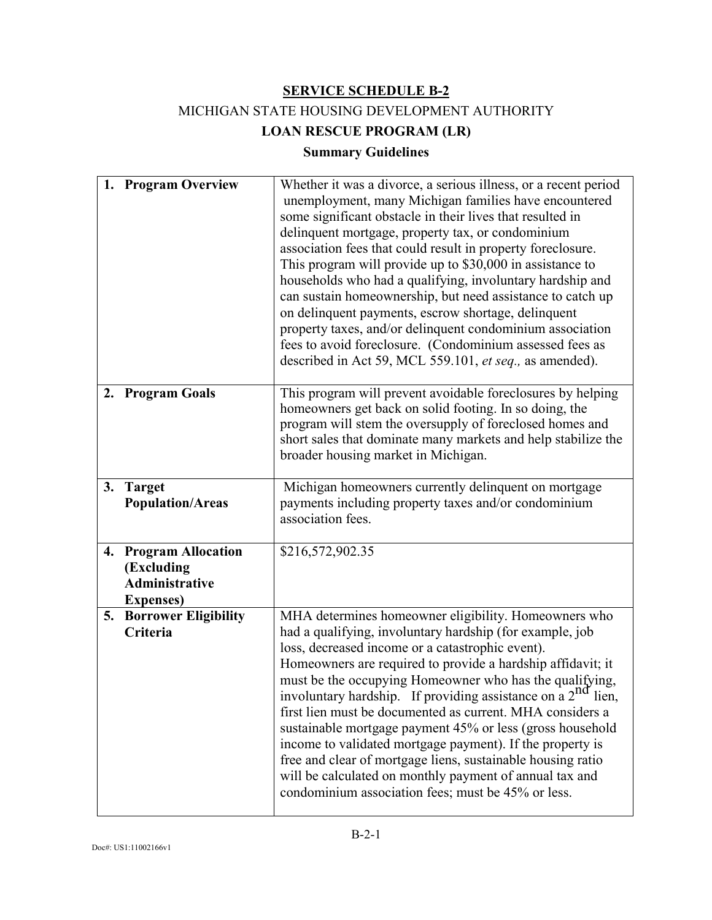**SERVICE SCHEDULE B-2**

MICHIGAN STATE HOUSING DEVELOPMENT AUTHORITY

**LOAN RESCUE PROGRAM (LR)**

**Summary Guidelines**

| | |
|---|---|
| **1. Program Overview** | Whether it was a divorce, a serious illness, or a recent period unemployment, many Michigan families have encountered some significant obstacle in their lives that resulted in delinquent mortgage, property tax, or condominium association fees that could result in property foreclosure. This program will provide up to $30,000 in assistance to households who had a qualifying, involuntary hardship and can sustain homeownership, but need assistance to catch up on delinquent payments, escrow shortage, delinquent property taxes, and/or delinquent condominium association fees to avoid foreclosure. (Condominium assessed fees as described in Act 59, MCL 559.101, *et seq.,* as amended). |
| **2. Program Goals** | This program will prevent avoidable foreclosures by helping homeowners get back on solid footing. In so doing, the program will stem the oversupply of foreclosed homes and short sales that dominate many markets and help stabilize the broader housing market in Michigan. |
| **3. Target Population/Areas** | Michigan homeowners currently delinquent on mortgage payments including property taxes and/or condominium association fees. |
| **4. Program Allocation (Excluding Administrative Expenses)** | $216,572,902.35 |
| **5. Borrower Eligibility Criteria** | MHA determines homeowner eligibility. Homeowners who had a qualifying, involuntary hardship (for example, job loss, decreased income or a catastrophic event). Homeowners are required to provide a hardship affidavit; it must be the occupying Homeowner who has the qualifying, involuntary hardship. If providing assistance on a 2nd lien, first lien must be documented as current. MHA considers a sustainable mortgage payment 45% or less (gross household income to validated mortgage payment). If the property is free and clear of mortgage liens, sustainable housing ratio will be calculated on monthly payment of annual tax and condominium association fees; must be 45% or less. |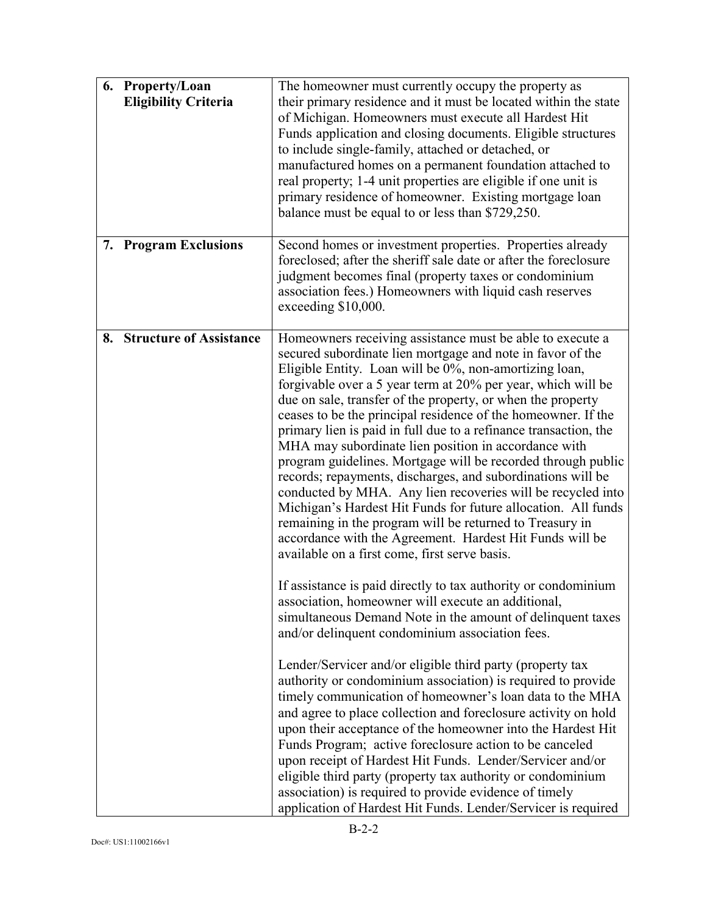| | |
|---|---|
| **6. Property/Loan Eligibility Criteria** | The homeowner must currently occupy the property as their primary residence and it must be located within the state of Michigan. Homeowners must execute all Hardest Hit Funds application and closing documents. Eligible structures to include single-family, attached or detached, or manufactured homes on a permanent foundation attached to real property; 1-4 unit properties are eligible if one unit is primary residence of homeowner. Existing mortgage loan balance must be equal to or less than $729,250. |
| **7. Program Exclusions** | Second homes or investment properties. Properties already foreclosed; after the sheriff sale date or after the foreclosure judgment becomes final (property taxes or condominium association fees.) Homeowners with liquid cash reserves exceeding $10,000. |
| **8. Structure of Assistance** | Homeowners receiving assistance must be able to execute a secured subordinate lien mortgage and note in favor of the Eligible Entity. Loan will be 0%, non-amortizing loan, forgivable over a 5 year term at 20% per year, which will be due on sale, transfer of the property, or when the property ceases to be the principal residence of the homeowner. If the primary lien is paid in full due to a refinance transaction, the MHA may subordinate lien position in accordance with program guidelines. Mortgage will be recorded through public records; repayments, discharges, and subordinations will be conducted by MHA. Any lien recoveries will be recycled into Michigan's Hardest Hit Funds for future allocation. All funds remaining in the program will be returned to Treasury in accordance with the Agreement. Hardest Hit Funds will be available on a first come, first serve basis.<br><br>If assistance is paid directly to tax authority or condominium association, homeowner will execute an additional, simultaneous Demand Note in the amount of delinquent taxes and/or delinquent condominium association fees.<br><br>Lender/Servicer and/or eligible third party (property tax authority or condominium association) is required to provide timely communication of homeowner's loan data to the MHA and agree to place collection and foreclosure activity on hold upon their acceptance of the homeowner into the Hardest Hit Funds Program; active foreclosure action to be canceled upon receipt of Hardest Hit Funds. Lender/Servicer and/or eligible third party (property tax authority or condominium association) is required to provide evidence of timely application of Hardest Hit Funds. Lender/Servicer is required |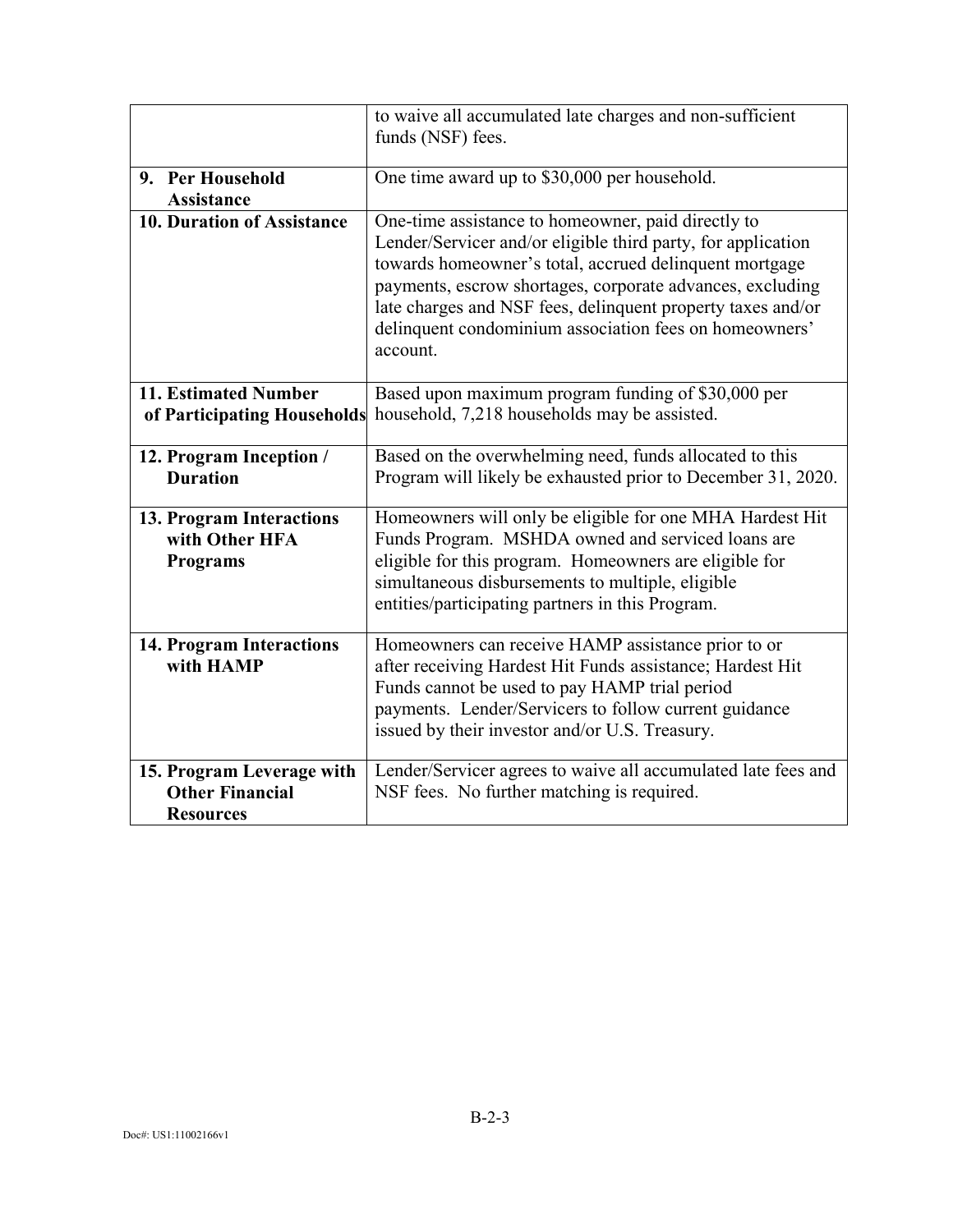| | |
|---|---|
| | to waive all accumulated late charges and non-sufficient funds (NSF) fees. |
| **9. Per Household Assistance** | One time award up to $30,000 per household. |
| **10. Duration of Assistance** | One-time assistance to homeowner, paid directly to Lender/Servicer and/or eligible third party, for application towards homeowner's total, accrued delinquent mortgage payments, escrow shortages, corporate advances, excluding late charges and NSF fees, delinquent property taxes and/or delinquent condominium association fees on homeowners' account. |
| **11. Estimated Number of Participating Households** | Based upon maximum program funding of $30,000 per household, 7,218 households may be assisted. |
| **12. Program Inception / Duration** | Based on the overwhelming need, funds allocated to this Program will likely be exhausted prior to December 31, 2020. |
| **13. Program Interactions with Other HFA Programs** | Homeowners will only be eligible for one MHA Hardest Hit Funds Program. MSHDA owned and serviced loans are eligible for this program. Homeowners are eligible for simultaneous disbursements to multiple, eligible entities/participating partners in this Program. |
| **14. Program Interactions with HAMP** | Homeowners can receive HAMP assistance prior to or after receiving Hardest Hit Funds assistance; Hardest Hit Funds cannot be used to pay HAMP trial period payments. Lender/Servicers to follow current guidance issued by their investor and/or U.S. Treasury. |
| **15. Program Leverage with Other Financial Resources** | Lender/Servicer agrees to waive all accumulated late fees and NSF fees. No further matching is required. |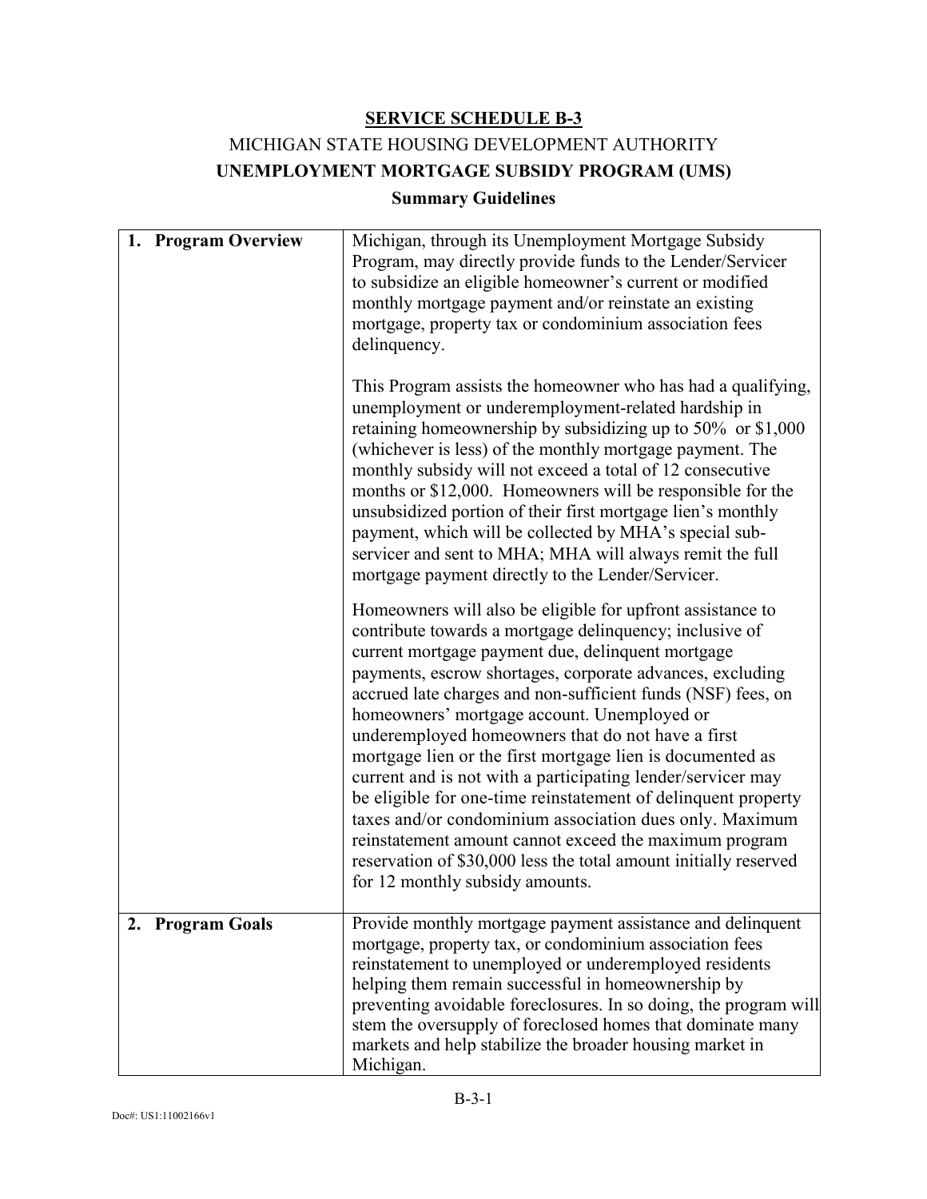**SERVICE SCHEDULE B-3**

MICHIGAN STATE HOUSING DEVELOPMENT AUTHORITY

**UNEMPLOYMENT MORTGAGE SUBSIDY PROGRAM (UMS)**

**Summary Guidelines**

| | |
|---|---|
| **1. Program Overview** | Michigan, through its Unemployment Mortgage Subsidy Program, may directly provide funds to the Lender/Servicer to subsidize an eligible homeowner's current or modified monthly mortgage payment and/or reinstate an existing mortgage, property tax or condominium association fees delinquency.<br><br>This Program assists the homeowner who has had a qualifying, unemployment or underemployment-related hardship in retaining homeownership by subsidizing up to 50% or $1,000 (whichever is less) of the monthly mortgage payment. The monthly subsidy will not exceed a total of 12 consecutive months or $12,000. Homeowners will be responsible for the unsubsidized portion of their first mortgage lien's monthly payment, which will be collected by MHA's special sub-servicer and sent to MHA; MHA will always remit the full mortgage payment directly to the Lender/Servicer.<br><br>Homeowners will also be eligible for upfront assistance to contribute towards a mortgage delinquency; inclusive of current mortgage payment due, delinquent mortgage payments, escrow shortages, corporate advances, excluding accrued late charges and non-sufficient funds (NSF) fees, on homeowners' mortgage account. Unemployed or underemployed homeowners that do not have a first mortgage lien or the first mortgage lien is documented as current and is not with a participating lender/servicer may be eligible for one-time reinstatement of delinquent property taxes and/or condominium association dues only. Maximum reinstatement amount cannot exceed the maximum program reservation of $30,000 less the total amount initially reserved for 12 monthly subsidy amounts. |
| **2. Program Goals** | Provide monthly mortgage payment assistance and delinquent mortgage, property tax, or condominium association fees reinstatement to unemployed or underemployed residents helping them remain successful in homeownership by preventing avoidable foreclosures. In so doing, the program will stem the oversupply of foreclosed homes that dominate many markets and help stabilize the broader housing market in Michigan. |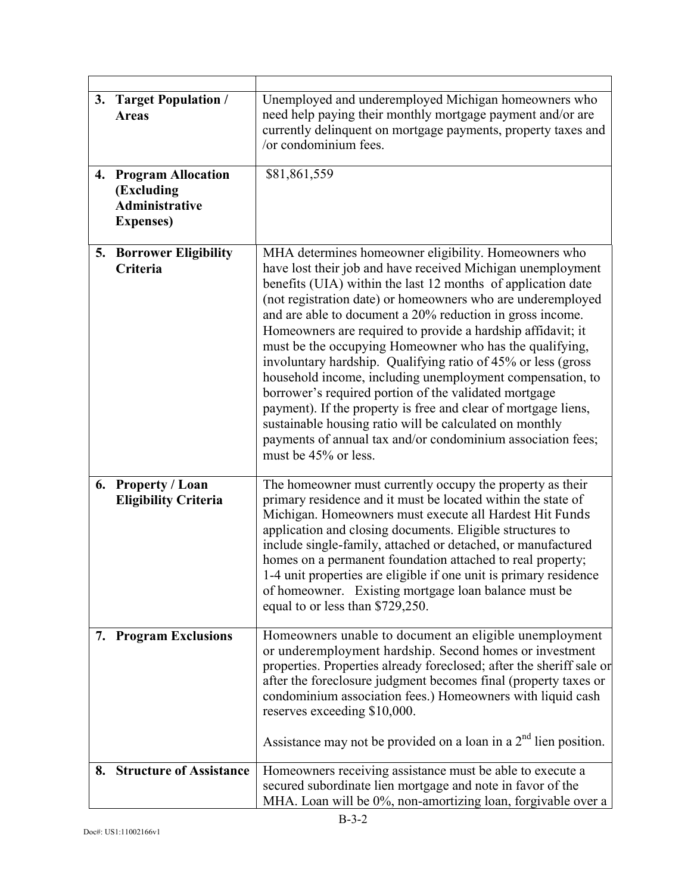| | |
|---|---|
| **3. Target Population / Areas** | Unemployed and underemployed Michigan homeowners who need help paying their monthly mortgage payment and/or are currently delinquent on mortgage payments, property taxes and /or condominium fees. |
| **4. Program Allocation (Excluding Administrative Expenses)** | $81,861,559 |
| **5. Borrower Eligibility Criteria** | MHA determines homeowner eligibility. Homeowners who have lost their job and have received Michigan unemployment benefits (UIA) within the last 12 months of application date (not registration date) or homeowners who are underemployed and are able to document a 20% reduction in gross income. Homeowners are required to provide a hardship affidavit; it must be the occupying Homeowner who has the qualifying, involuntary hardship. Qualifying ratio of 45% or less (gross household income, including unemployment compensation, to borrower's required portion of the validated mortgage payment). If the property is free and clear of mortgage liens, sustainable housing ratio will be calculated on monthly payments of annual tax and/or condominium association fees; must be 45% or less. |
| **6. Property / Loan Eligibility Criteria** | The homeowner must currently occupy the property as their primary residence and it must be located within the state of Michigan. Homeowners must execute all Hardest Hit Funds application and closing documents. Eligible structures to include single-family, attached or detached, or manufactured homes on a permanent foundation attached to real property; 1-4 unit properties are eligible if one unit is primary residence of homeowner. Existing mortgage loan balance must be equal to or less than $729,250. |
| **7. Program Exclusions** | Homeowners unable to document an eligible unemployment or underemployment hardship. Second homes or investment properties. Properties already foreclosed; after the sheriff sale or after the foreclosure judgment becomes final (property taxes or condominium association fees.) Homeowners with liquid cash reserves exceeding $10,000.<br><br>Assistance may not be provided on a loan in a 2nd lien position. |
| **8. Structure of Assistance** | Homeowners receiving assistance must be able to execute a secured subordinate lien mortgage and note in favor of the MHA. Loan will be 0%, non-amortizing loan, forgivable over a |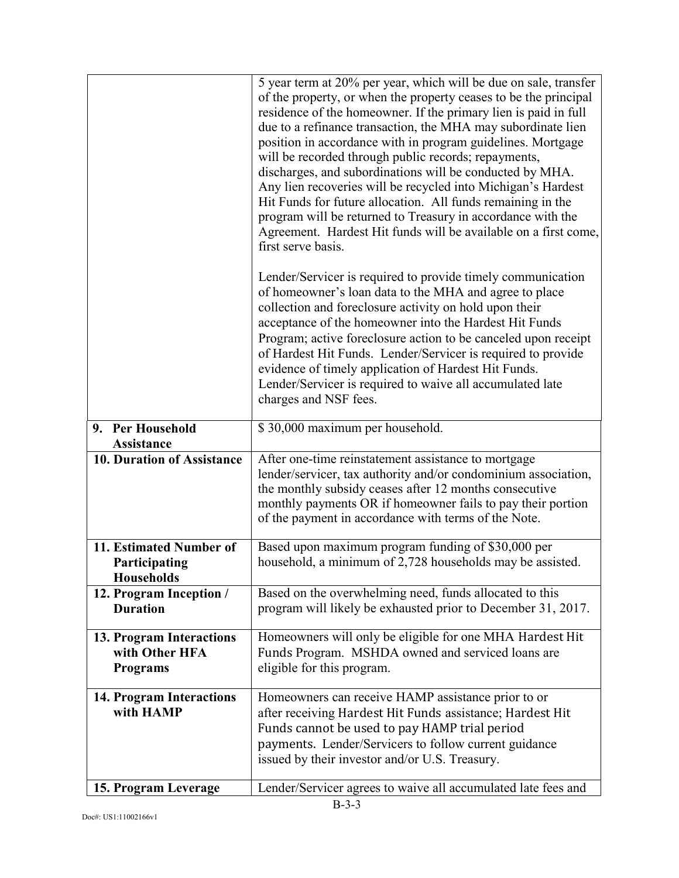| | |
|---|---|
| | 5 year term at 20% per year, which will be due on sale, transfer of the property, or when the property ceases to be the principal residence of the homeowner. If the primary lien is paid in full due to a refinance transaction, the MHA may subordinate lien position in accordance with in program guidelines. Mortgage will be recorded through public records; repayments, discharges, and subordinations will be conducted by MHA. Any lien recoveries will be recycled into Michigan's Hardest Hit Funds for future allocation. All funds remaining in the program will be returned to Treasury in accordance with the Agreement. Hardest Hit funds will be available on a first come, first serve basis.<br><br>Lender/Servicer is required to provide timely communication of homeowner's loan data to the MHA and agree to place collection and foreclosure activity on hold upon their acceptance of the homeowner into the Hardest Hit Funds Program; active foreclosure action to be canceled upon receipt of Hardest Hit Funds. Lender/Servicer is required to provide evidence of timely application of Hardest Hit Funds. Lender/Servicer is required to waive all accumulated late charges and NSF fees. |
| **9. Per Household Assistance** | $ 30,000 maximum per household. |
| **10. Duration of Assistance** | After one-time reinstatement assistance to mortgage lender/servicer, tax authority and/or condominium association, the monthly subsidy ceases after 12 months consecutive monthly payments OR if homeowner fails to pay their portion of the payment in accordance with terms of the Note. |
| **11. Estimated Number of Participating Households** | Based upon maximum program funding of $30,000 per household, a minimum of 2,728 households may be assisted. |
| **12. Program Inception / Duration** | Based on the overwhelming need, funds allocated to this program will likely be exhausted prior to December 31, 2017. |
| **13. Program Interactions with Other HFA Programs** | Homeowners will only be eligible for one MHA Hardest Hit Funds Program. MSHDA owned and serviced loans are eligible for this program. |
| **14. Program Interactions with HAMP** | Homeowners can receive HAMP assistance prior to or after receiving Hardest Hit Funds assistance; Hardest Hit Funds cannot be used to pay HAMP trial period payments. Lender/Servicers to follow current guidance issued by their investor and/or U.S. Treasury. |
| **15. Program Leverage** | Lender/Servicer agrees to waive all accumulated late fees and |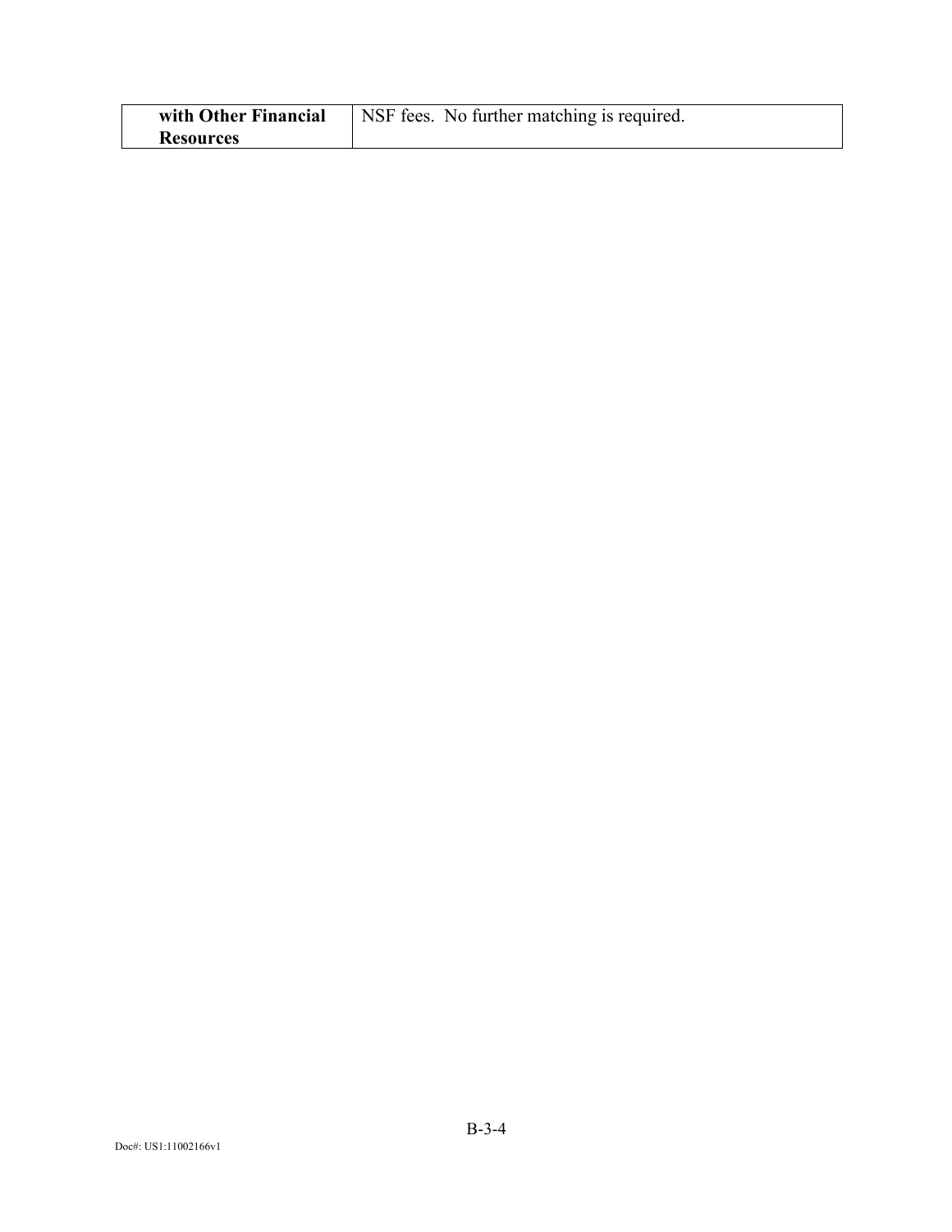| **with Other Financial Resources** | NSF fees. No further matching is required. |
|---|---|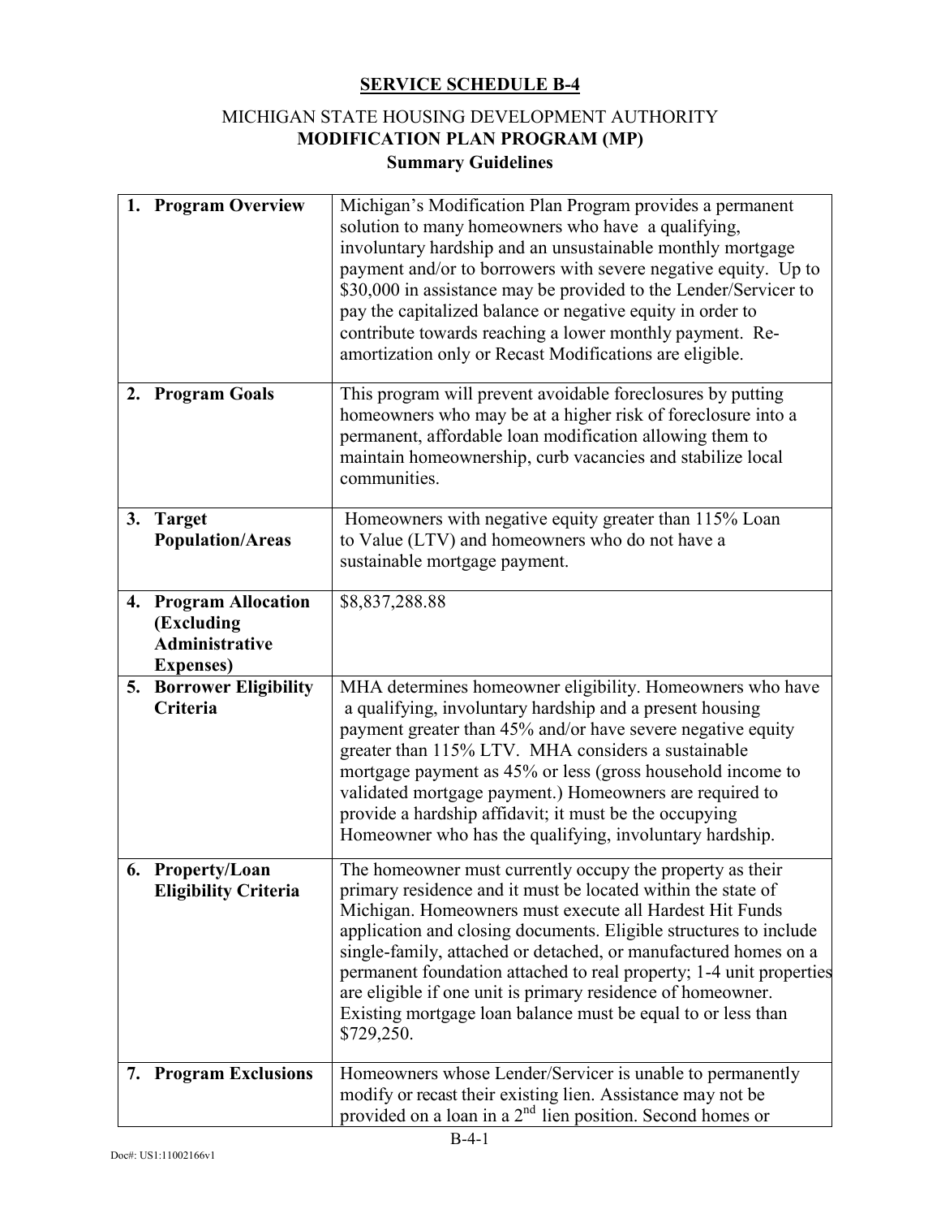**SERVICE SCHEDULE B-4**

MICHIGAN STATE HOUSING DEVELOPMENT AUTHORITY

**MODIFICATION PLAN PROGRAM (MP)**

**Summary Guidelines**

| | |
|---|---|
| **1. Program Overview** | Michigan's Modification Plan Program provides a permanent solution to many homeowners who have a qualifying, involuntary hardship and an unsustainable monthly mortgage payment and/or to borrowers with severe negative equity. Up to $30,000 in assistance may be provided to the Lender/Servicer to pay the capitalized balance or negative equity in order to contribute towards reaching a lower monthly payment. Re-amortization only or Recast Modifications are eligible. |
| **2. Program Goals** | This program will prevent avoidable foreclosures by putting homeowners who may be at a higher risk of foreclosure into a permanent, affordable loan modification allowing them to maintain homeownership, curb vacancies and stabilize local communities. |
| **3. Target Population/Areas** | Homeowners with negative equity greater than 115% Loan to Value (LTV) and homeowners who do not have a sustainable mortgage payment. |
| **4. Program Allocation (Excluding Administrative Expenses)** | $8,837,288.88 |
| **5. Borrower Eligibility Criteria** | MHA determines homeowner eligibility. Homeowners who have a qualifying, involuntary hardship and a present housing payment greater than 45% and/or have severe negative equity greater than 115% LTV. MHA considers a sustainable mortgage payment as 45% or less (gross household income to validated mortgage payment.) Homeowners are required to provide a hardship affidavit; it must be the occupying Homeowner who has the qualifying, involuntary hardship. |
| **6. Property/Loan Eligibility Criteria** | The homeowner must currently occupy the property as their primary residence and it must be located within the state of Michigan. Homeowners must execute all Hardest Hit Funds application and closing documents. Eligible structures to include single-family, attached or detached, or manufactured homes on a permanent foundation attached to real property; 1-4 unit properties are eligible if one unit is primary residence of homeowner. Existing mortgage loan balance must be equal to or less than $729,250. |
| **7. Program Exclusions** | Homeowners whose Lender/Servicer is unable to permanently modify or recast their existing lien. Assistance may not be provided on a loan in a 2nd lien position. Second homes or |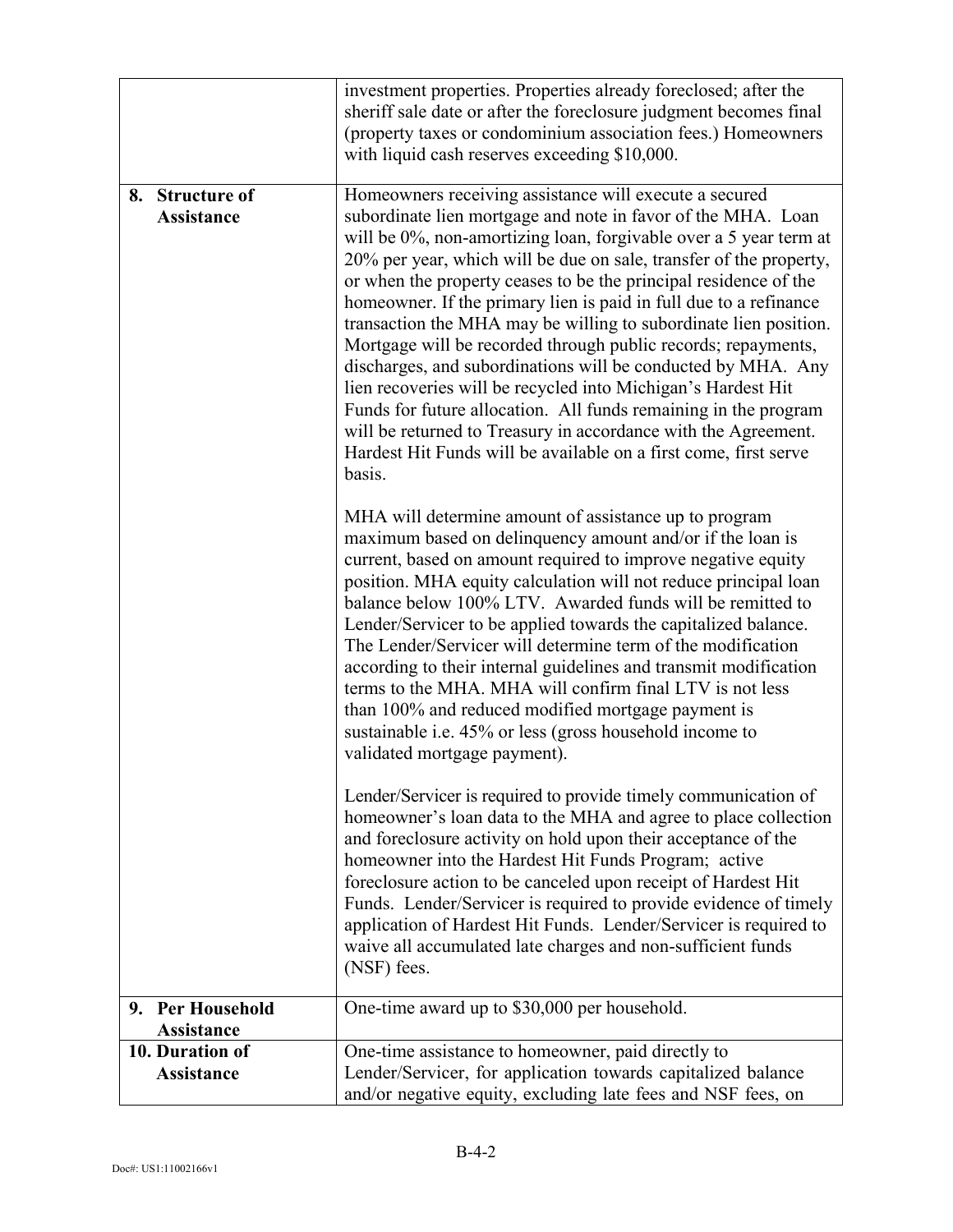| | |
|---|---|
| | investment properties. Properties already foreclosed; after the sheriff sale date or after the foreclosure judgment becomes final (property taxes or condominium association fees.) Homeowners with liquid cash reserves exceeding $10,000. |
| **8. Structure of Assistance** | Homeowners receiving assistance will execute a secured subordinate lien mortgage and note in favor of the MHA. Loan will be 0%, non-amortizing loan, forgivable over a 5 year term at 20% per year, which will be due on sale, transfer of the property, or when the property ceases to be the principal residence of the homeowner. If the primary lien is paid in full due to a refinance transaction the MHA may be willing to subordinate lien position. Mortgage will be recorded through public records; repayments, discharges, and subordinations will be conducted by MHA. Any lien recoveries will be recycled into Michigan's Hardest Hit Funds for future allocation. All funds remaining in the program will be returned to Treasury in accordance with the Agreement. Hardest Hit Funds will be available on a first come, first serve basis.<br><br>MHA will determine amount of assistance up to program maximum based on delinquency amount and/or if the loan is current, based on amount required to improve negative equity position. MHA equity calculation will not reduce principal loan balance below 100% LTV. Awarded funds will be remitted to Lender/Servicer to be applied towards the capitalized balance. The Lender/Servicer will determine term of the modification according to their internal guidelines and transmit modification terms to the MHA. MHA will confirm final LTV is not less than 100% and reduced modified mortgage payment is sustainable i.e. 45% or less (gross household income to validated mortgage payment).<br><br>Lender/Servicer is required to provide timely communication of homeowner's loan data to the MHA and agree to place collection and foreclosure activity on hold upon their acceptance of the homeowner into the Hardest Hit Funds Program; active foreclosure action to be canceled upon receipt of Hardest Hit Funds. Lender/Servicer is required to provide evidence of timely application of Hardest Hit Funds. Lender/Servicer is required to waive all accumulated late charges and non-sufficient funds (NSF) fees. |
| **9. Per Household Assistance** | One-time award up to $30,000 per household. |
| **10. Duration of Assistance** | One-time assistance to homeowner, paid directly to Lender/Servicer, for application towards capitalized balance and/or negative equity, excluding late fees and NSF fees, on |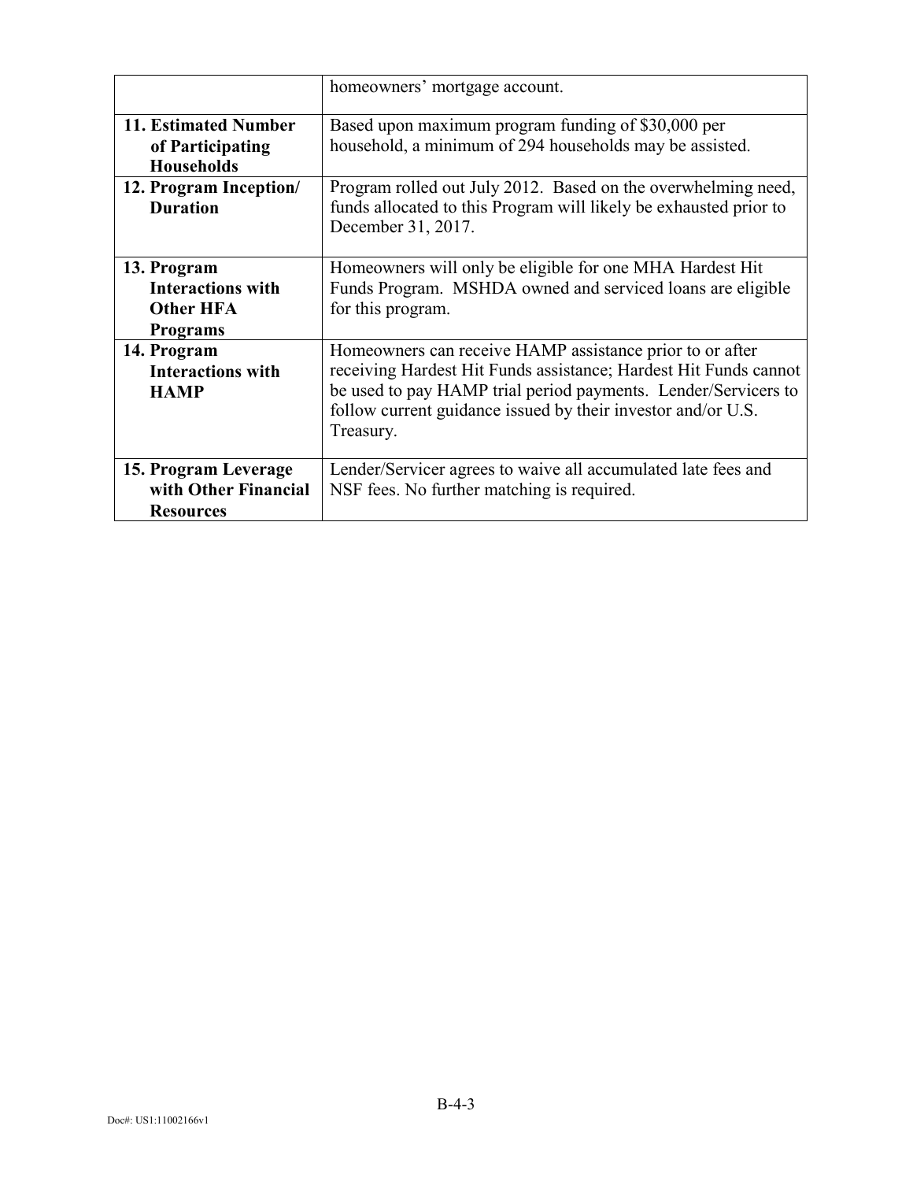| | |
|---|---|
| | homeowners' mortgage account. |
| **11. Estimated Number of Participating Households** | Based upon maximum program funding of $30,000 per household, a minimum of 294 households may be assisted. |
| **12. Program Inception/ Duration** | Program rolled out July 2012. Based on the overwhelming need, funds allocated to this Program will likely be exhausted prior to December 31, 2017. |
| **13. Program Interactions with Other HFA Programs** | Homeowners will only be eligible for one MHA Hardest Hit Funds Program. MSHDA owned and serviced loans are eligible for this program. |
| **14. Program Interactions with HAMP** | Homeowners can receive HAMP assistance prior to or after receiving Hardest Hit Funds assistance; Hardest Hit Funds cannot be used to pay HAMP trial period payments. Lender/Servicers to follow current guidance issued by their investor and/or U.S. Treasury. |
| **15. Program Leverage with Other Financial Resources** | Lender/Servicer agrees to waive all accumulated late fees and NSF fees. No further matching is required. |

B-4-3

Doc#: US1:11002166v1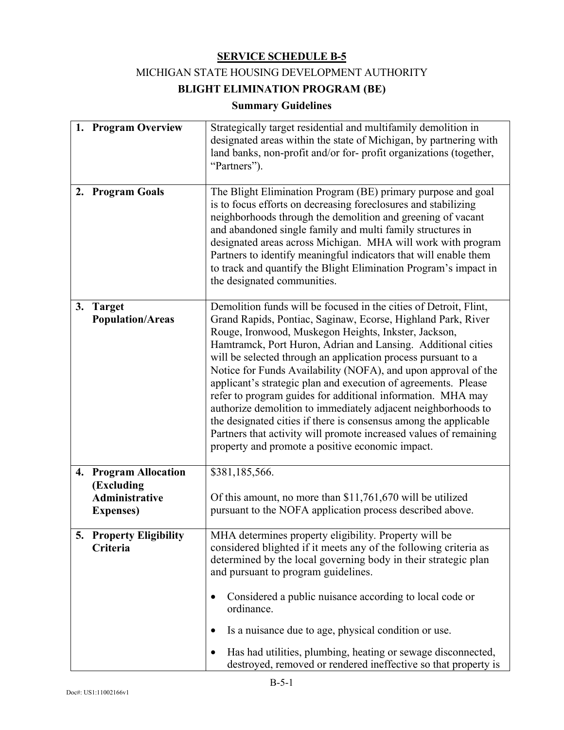**SERVICE SCHEDULE B-5**

MICHIGAN STATE HOUSING DEVELOPMENT AUTHORITY

**BLIGHT ELIMINATION PROGRAM (BE)**

**Summary Guidelines**

| | |
|---|---|
| **1. Program Overview** | Strategically target residential and multifamily demolition in designated areas within the state of Michigan, by partnering with land banks, non-profit and/or for- profit organizations (together, "Partners"). |
| **2. Program Goals** | The Blight Elimination Program (BE) primary purpose and goal is to focus efforts on decreasing foreclosures and stabilizing neighborhoods through the demolition and greening of vacant and abandoned single family and multi family structures in designated areas across Michigan. MHA will work with program Partners to identify meaningful indicators that will enable them to track and quantify the Blight Elimination Program's impact in the designated communities. |
| **3. Target Population/Areas** | Demolition funds will be focused in the cities of Detroit, Flint, Grand Rapids, Pontiac, Saginaw, Ecorse, Highland Park, River Rouge, Ironwood, Muskegon Heights, Inkster, Jackson, Hamtramck, Port Huron, Adrian and Lansing. Additional cities will be selected through an application process pursuant to a Notice for Funds Availability (NOFA), and upon approval of the applicant's strategic plan and execution of agreements. Please refer to program guides for additional information. MHA may authorize demolition to immediately adjacent neighborhoods to the designated cities if there is consensus among the applicable Partners that activity will promote increased values of remaining property and promote a positive economic impact. |
| **4. Program Allocation (Excluding Administrative Expenses)** | \$381,185,566.<br><br>Of this amount, no more than \$11,761,670 will be utilized pursuant to the NOFA application process described above. |
| **5. Property Eligibility Criteria** | MHA determines property eligibility. Property will be considered blighted if it meets any of the following criteria as determined by the local governing body in their strategic plan and pursuant to program guidelines.<br><br>• Considered a public nuisance according to local code or ordinance.<br><br>• Is a nuisance due to age, physical condition or use.<br><br>• Has had utilities, plumbing, heating or sewage disconnected, destroyed, removed or rendered ineffective so that property is |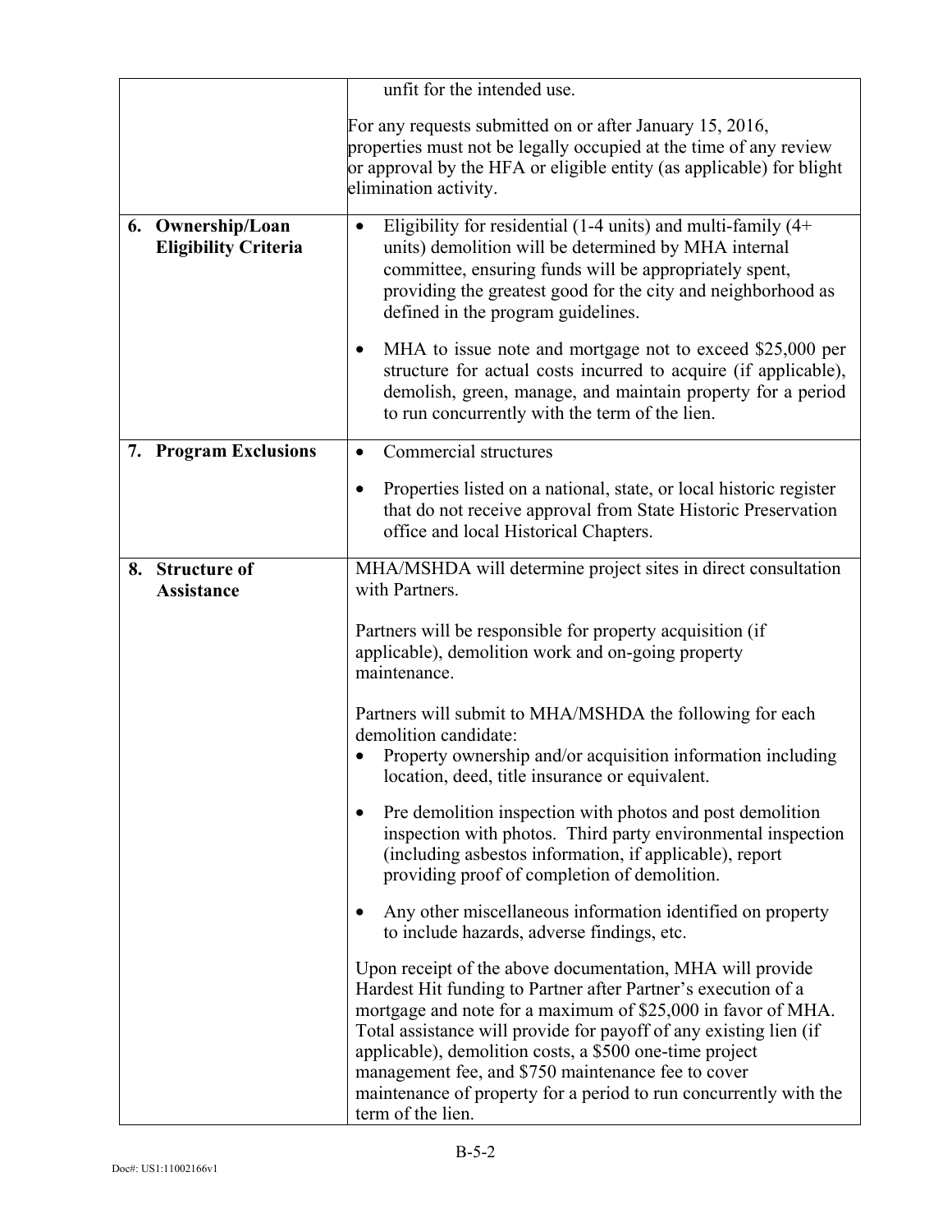| | |
|---|---|
| | unfit for the intended use.<br><br>For any requests submitted on or after January 15, 2016, properties must not be legally occupied at the time of any review or approval by the HFA or eligible entity (as applicable) for blight elimination activity. |
| **6. Ownership/Loan Eligibility Criteria** | • Eligibility for residential (1-4 units) and multi-family (4+ units) demolition will be determined by MHA internal committee, ensuring funds will be appropriately spent, providing the greatest good for the city and neighborhood as defined in the program guidelines.<br><br>• MHA to issue note and mortgage not to exceed $25,000 per structure for actual costs incurred to acquire (if applicable), demolish, green, manage, and maintain property for a period to run concurrently with the term of the lien. |
| **7. Program Exclusions** | • Commercial structures<br><br>• Properties listed on a national, state, or local historic register that do not receive approval from State Historic Preservation office and local Historical Chapters. |
| **8. Structure of Assistance** | MHA/MSHDA will determine project sites in direct consultation with Partners.<br><br>Partners will be responsible for property acquisition (if applicable), demolition work and on-going property maintenance.<br><br>Partners will submit to MHA/MSHDA the following for each demolition candidate:<br>• Property ownership and/or acquisition information including location, deed, title insurance or equivalent.<br><br>• Pre demolition inspection with photos and post demolition inspection with photos. Third party environmental inspection (including asbestos information, if applicable), report providing proof of completion of demolition.<br><br>• Any other miscellaneous information identified on property to include hazards, adverse findings, etc.<br><br>Upon receipt of the above documentation, MHA will provide Hardest Hit funding to Partner after Partner's execution of a mortgage and note for a maximum of $25,000 in favor of MHA. Total assistance will provide for payoff of any existing lien (if applicable), demolition costs, a $500 one-time project management fee, and $750 maintenance fee to cover maintenance of property for a period to run concurrently with the term of the lien. |

B-5-2

Doc#: US1:11002166v1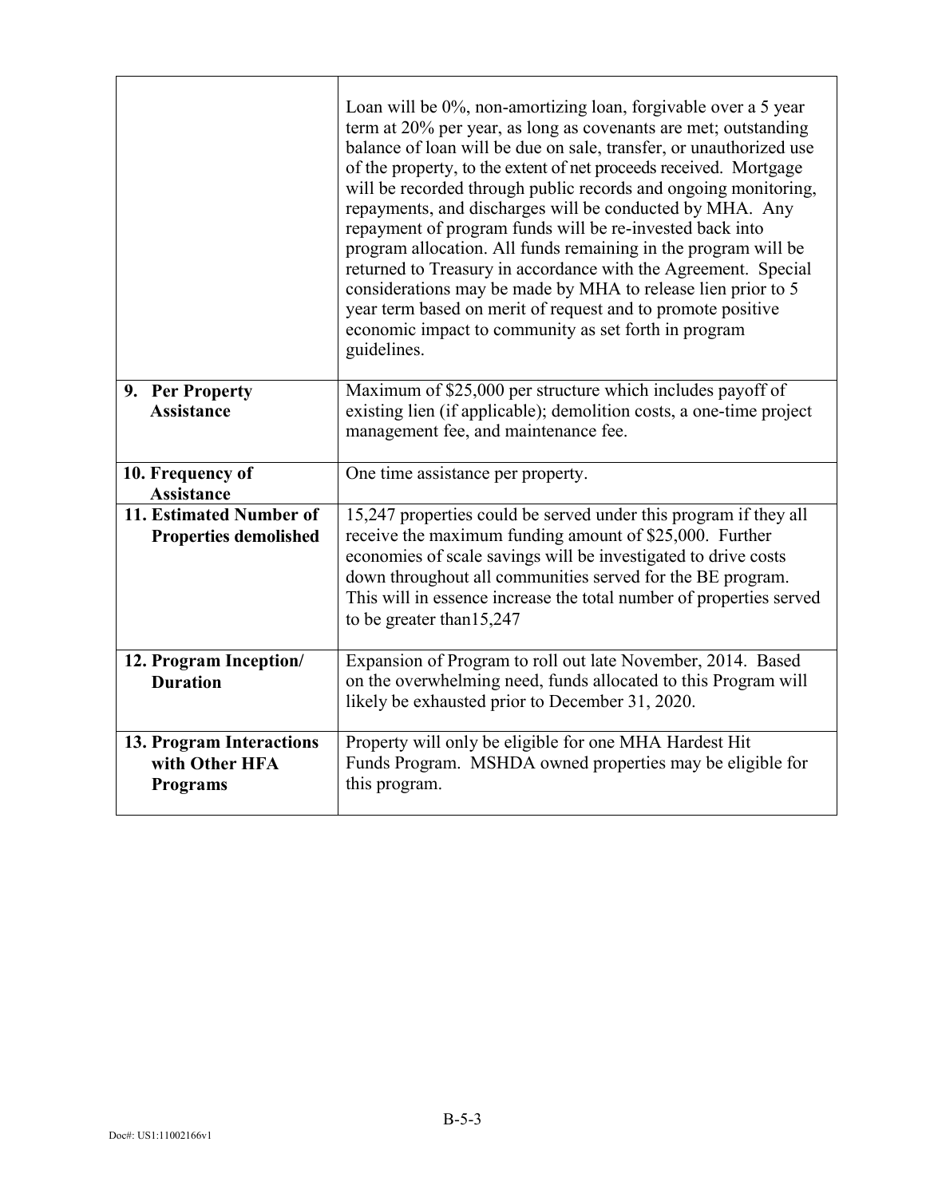| | |
|---|---|
| | Loan will be 0%, non-amortizing loan, forgivable over a 5 year term at 20% per year, as long as covenants are met; outstanding balance of loan will be due on sale, transfer, or unauthorized use of the property, to the extent of net proceeds received. Mortgage will be recorded through public records and ongoing monitoring, repayments, and discharges will be conducted by MHA. Any repayment of program funds will be re-invested back into program allocation. All funds remaining in the program will be returned to Treasury in accordance with the Agreement. Special considerations may be made by MHA to release lien prior to 5 year term based on merit of request and to promote positive economic impact to community as set forth in program guidelines. |
| **9. Per Property Assistance** | Maximum of $25,000 per structure which includes payoff of existing lien (if applicable); demolition costs, a one-time project management fee, and maintenance fee. |
| **10. Frequency of Assistance** | One time assistance per property. |
| **11. Estimated Number of Properties demolished** | 15,247 properties could be served under this program if they all receive the maximum funding amount of $25,000. Further economies of scale savings will be investigated to drive costs down throughout all communities served for the BE program. This will in essence increase the total number of properties served to be greater than15,247 |
| **12. Program Inception/ Duration** | Expansion of Program to roll out late November, 2014. Based on the overwhelming need, funds allocated to this Program will likely be exhausted prior to December 31, 2020. |
| **13. Program Interactions with Other HFA Programs** | Property will only be eligible for one MHA Hardest Hit Funds Program. MSHDA owned properties may be eligible for this program. |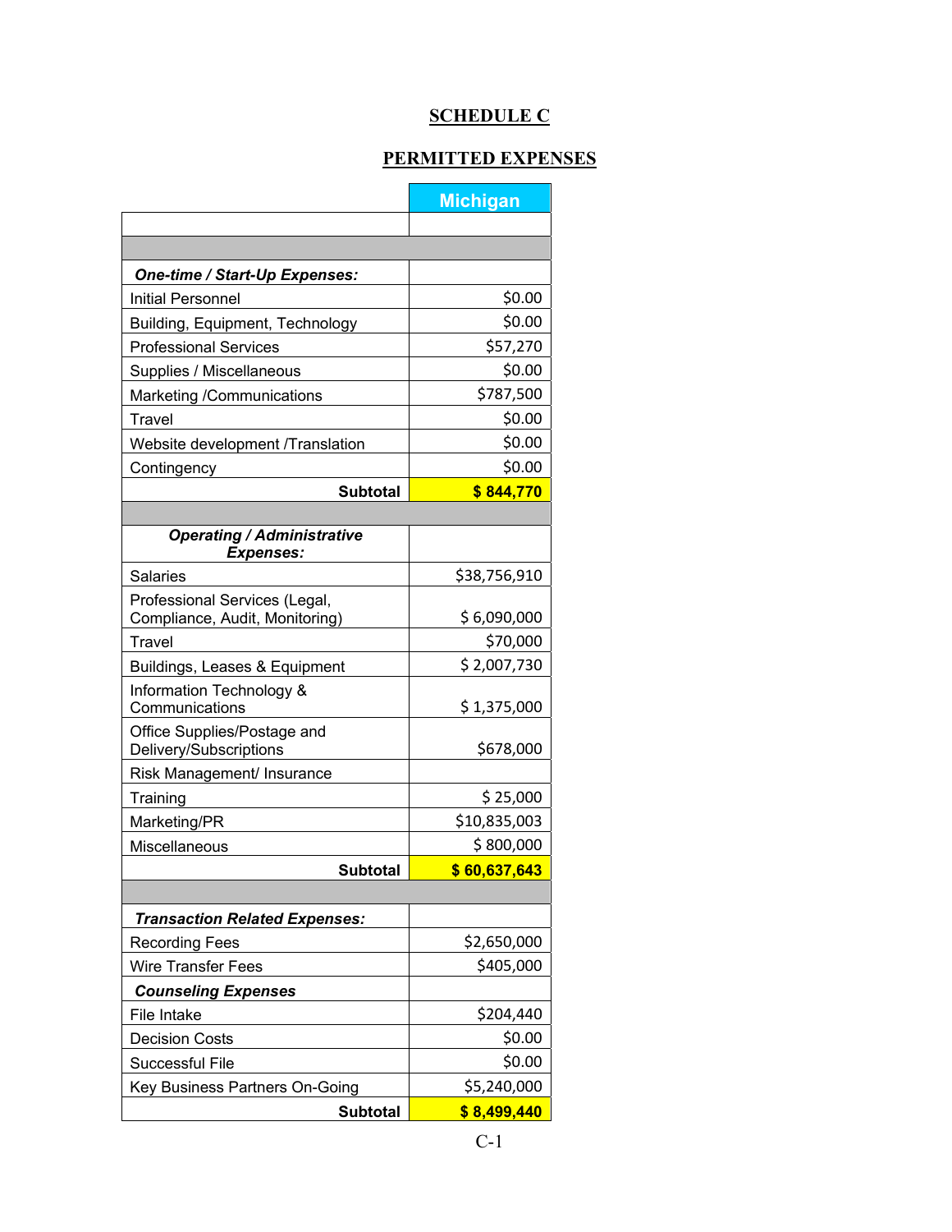# SCHEDULE C

## PERMITTED EXPENSES

| | Michigan |
|---|---:|
| | |
| | |
| ***One-time / Start-Up Expenses:*** | |
| Initial Personnel | $0.00 |
| Building, Equipment, Technology | $0.00 |
| Professional Services | $57,270 |
| Supplies / Miscellaneous | $0.00 |
| Marketing /Communications | $787,500 |
| Travel | $0.00 |
| Website development /Translation | $0.00 |
| Contingency | $0.00 |
| **Subtotal** | **$ 844,770** |
| | |
| ***Operating / Administrative Expenses:*** | |
| Salaries | $38,756,910 |
| Professional Services (Legal, Compliance, Audit, Monitoring) | $ 6,090,000 |
| Travel | $70,000 |
| Buildings, Leases & Equipment | $ 2,007,730 |
| Information Technology & Communications | $ 1,375,000 |
| Office Supplies/Postage and Delivery/Subscriptions | $678,000 |
| Risk Management/ Insurance | |
| Training | $ 25,000 |
| Marketing/PR | $10,835,003 |
| Miscellaneous | $ 800,000 |
| **Subtotal** | **$ 60,637,643** |
| | |
| ***Transaction Related Expenses:*** | |
| Recording Fees | $2,650,000 |
| Wire Transfer Fees | $405,000 |
| ***Counseling Expenses*** | |
| File Intake | $204,440 |
| Decision Costs | $0.00 |
| Successful File | $0.00 |
| Key Business Partners On-Going | $5,240,000 |
| **Subtotal** | **$ 8,499,440** |

C-1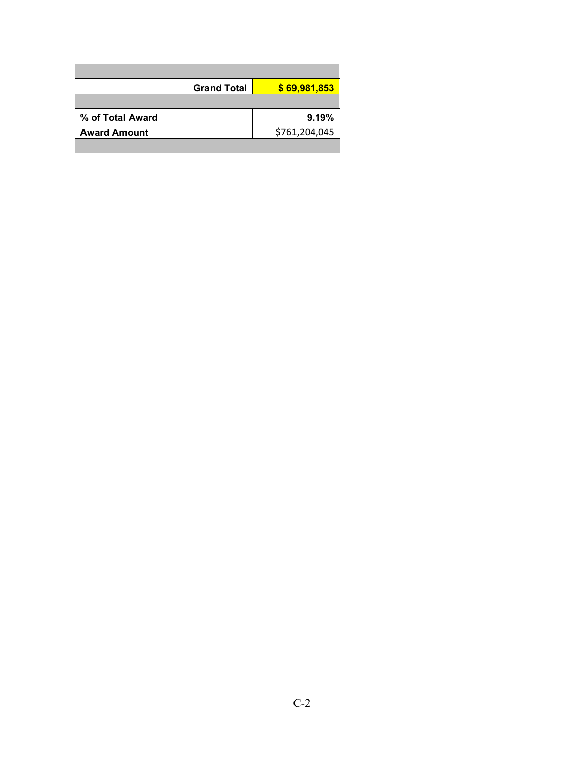| | |
|---|---|
| | |
| **Grand Total** | **$ 69,981,853** |
| | |
| **% of Total Award** | **9.19%** |
| **Award Amount** | $761,204,045 |
| | |